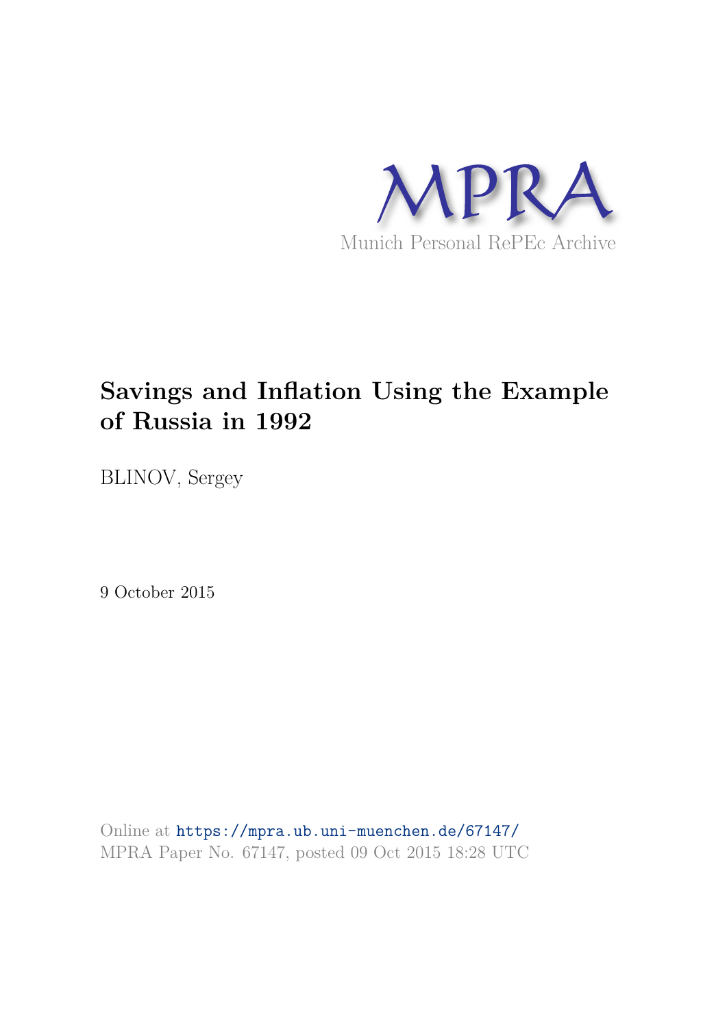MPRA

Munich Personal RePEc Archive

# Savings and Inflation Using the Example of Russia in 1992

BLINOV, Sergey

9 October 2015

Online at https://mpra.ub.uni-muenchen.de/67147/
MPRA Paper No. 67147, posted 09 Oct 2015 18:28 UTC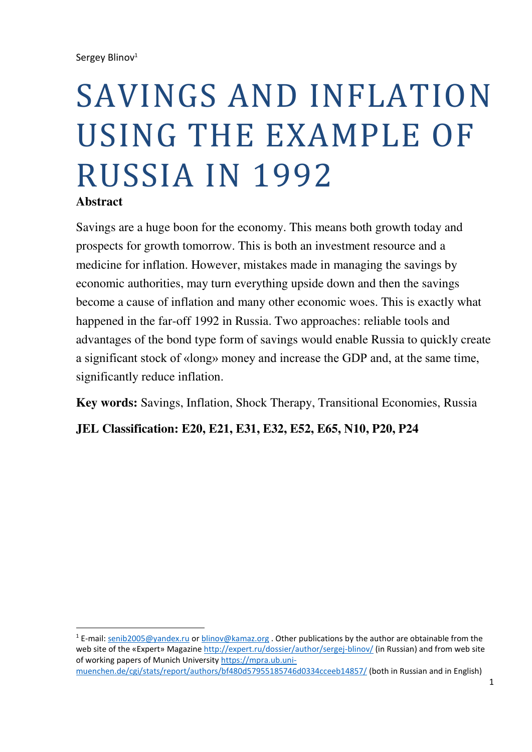Sergey Blinov[1]

# SAVINGS AND INFLATION USING THE EXAMPLE OF RUSSIA IN 1992

**Abstract**

Savings are a huge boon for the economy. This means both growth today and prospects for growth tomorrow. This is both an investment resource and a medicine for inflation. However, mistakes made in managing the savings by economic authorities, may turn everything upside down and then the savings become a cause of inflation and many other economic woes. This is exactly what happened in the far-off 1992 in Russia. Two approaches: reliable tools and advantages of the bond type form of savings would enable Russia to quickly create a significant stock of «long» money and increase the GDP and, at the same time, significantly reduce inflation.

**Key words:** Savings, Inflation, Shock Therapy, Transitional Economies, Russia

**JEL Classification: E20, E21, E31, E32, E52, E65, N10, P20, P24**

---

[1] E-mail: senib2005@yandex.ru or blinov@kamaz.org . Other publications by the author are obtainable from the web site of the «Expert» Magazine http://expert.ru/dossier/author/sergej-blinov/ (in Russian) and from web site of working papers of Munich University https://mpra.ub.uni-muenchen.de/cgi/stats/report/authors/bf480d57955185746d0334cceeb14857/ (both in Russian and in English)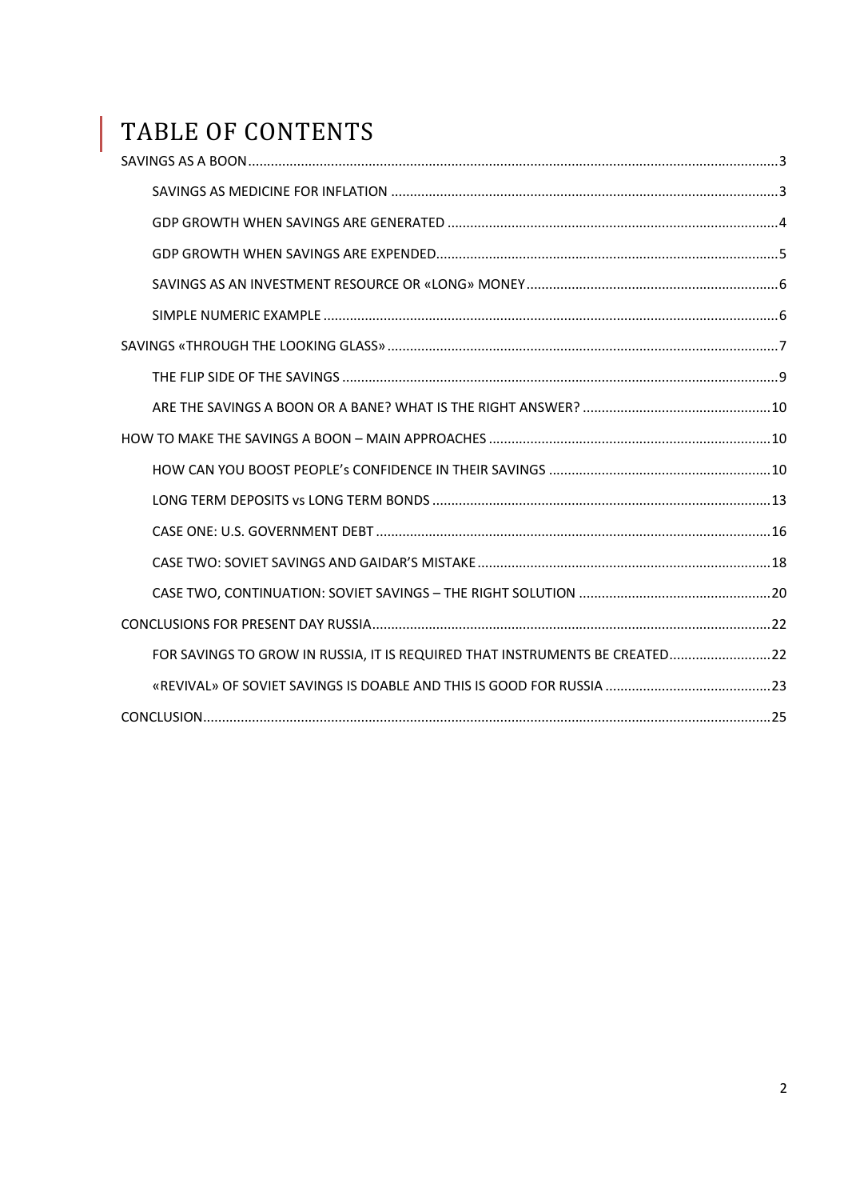# TABLE OF CONTENTS

SAVINGS AS A BOON ........ 3

- SAVINGS AS MEDICINE FOR INFLATION ........ 3
- GDP GROWTH WHEN SAVINGS ARE GENERATED ........ 4
- GDP GROWTH WHEN SAVINGS ARE EXPENDED ........ 5
- SAVINGS AS AN INVESTMENT RESOURCE OR «LONG» MONEY ........ 6
- SIMPLE NUMERIC EXAMPLE ........ 6

SAVINGS «THROUGH THE LOOKING GLASS» ........ 7

- THE FLIP SIDE OF THE SAVINGS ........ 9
- ARE THE SAVINGS A BOON OR A BANE? WHAT IS THE RIGHT ANSWER? ........ 10

HOW TO MAKE THE SAVINGS A BOON – MAIN APPROACHES ........ 10

- HOW CAN YOU BOOST PEOPLE's CONFIDENCE IN THEIR SAVINGS ........ 10
- LONG TERM DEPOSITS vs LONG TERM BONDS ........ 13
- CASE ONE: U.S. GOVERNMENT DEBT ........ 16
- CASE TWO: SOVIET SAVINGS AND GAIDAR'S MISTAKE ........ 18
- CASE TWO, CONTINUATION: SOVIET SAVINGS – THE RIGHT SOLUTION ........ 20

CONCLUSIONS FOR PRESENT DAY RUSSIA ........ 22

- FOR SAVINGS TO GROW IN RUSSIA, IT IS REQUIRED THAT INSTRUMENTS BE CREATED ........ 22
- «REVIVAL» OF SOVIET SAVINGS IS DOABLE AND THIS IS GOOD FOR RUSSIA ........ 23

CONCLUSION ........ 25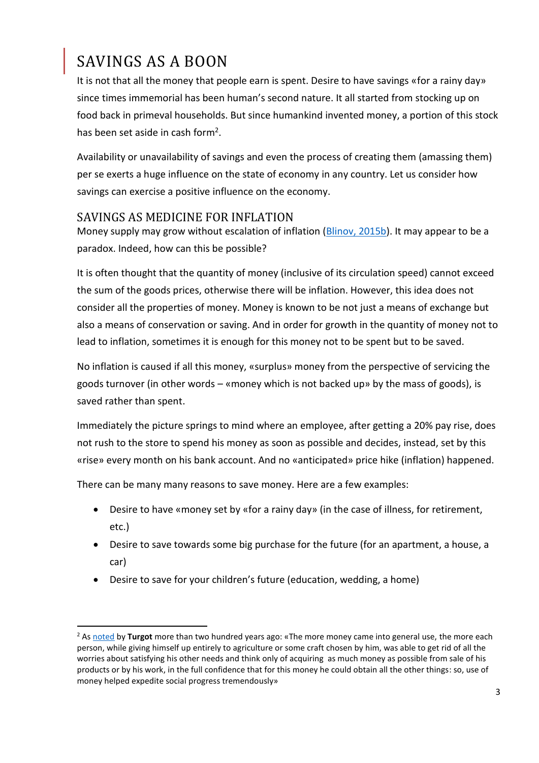# SAVINGS AS A BOON

It is not that all the money that people earn is spent. Desire to have savings «for a rainy day» since times immemorial has been human's second nature. It all started from stocking up on food back in primeval households. But since humankind invented money, a portion of this stock has been set aside in cash form[2].

Availability or unavailability of savings and even the process of creating them (amassing them) per se exerts a huge influence on the state of economy in any country. Let us consider how savings can exercise a positive influence on the economy.

## SAVINGS AS MEDICINE FOR INFLATION

Money supply may grow without escalation of inflation (Blinov, 2015b). It may appear to be a paradox. Indeed, how can this be possible?

It is often thought that the quantity of money (inclusive of its circulation speed) cannot exceed the sum of the goods prices, otherwise there will be inflation. However, this idea does not consider all the properties of money. Money is known to be not just a means of exchange but also a means of conservation or saving. And in order for growth in the quantity of money not to lead to inflation, sometimes it is enough for this money not to be spent but to be saved.

No inflation is caused if all this money, «surplus» money from the perspective of servicing the goods turnover (in other words – «money which is not backed up» by the mass of goods), is saved rather than spent.

Immediately the picture springs to mind where an employee, after getting a 20% pay rise, does not rush to the store to spend his money as soon as possible and decides, instead, set by this «rise» every month on his bank account. And no «anticipated» price hike (inflation) happened.

There can be many many reasons to save money. Here are a few examples:

- Desire to have «money set by «for a rainy day» (in the case of illness, for retirement, etc.)
- Desire to save towards some big purchase for the future (for an apartment, a house, a car)
- Desire to save for your children's future (education, wedding, a home)

---

[2] As noted by **Turgot** more than two hundred years ago: «The more money came into general use, the more each person, while giving himself up entirely to agriculture or some craft chosen by him, was able to get rid of all the worries about satisfying his other needs and think only of acquiring as much money as possible from sale of his products or by his work, in the full confidence that for this money he could obtain all the other things: so, use of money helped expedite social progress tremendously»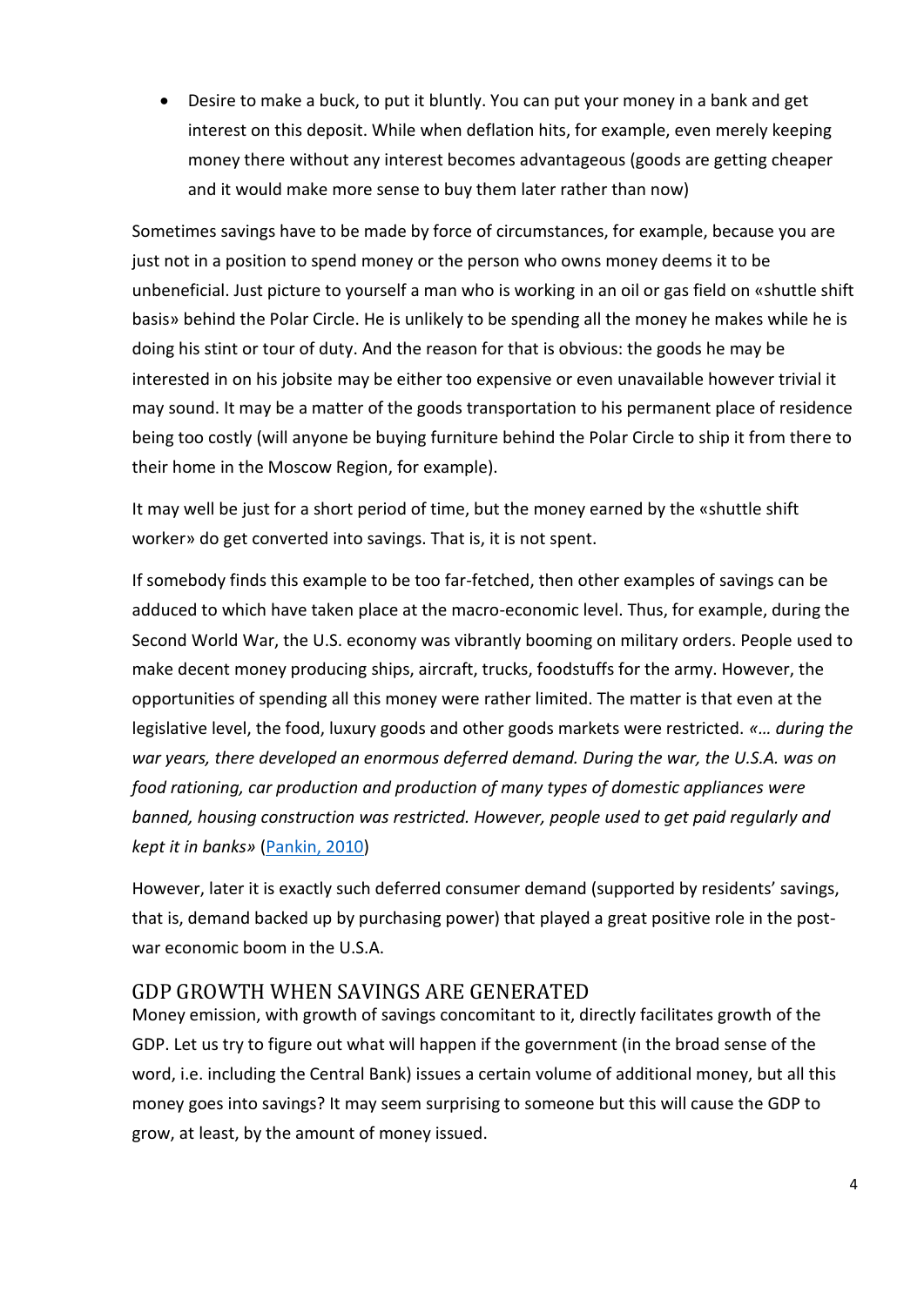- Desire to make a buck, to put it bluntly. You can put your money in a bank and get interest on this deposit. While when deflation hits, for example, even merely keeping money there without any interest becomes advantageous (goods are getting cheaper and it would make more sense to buy them later rather than now)

Sometimes savings have to be made by force of circumstances, for example, because you are just not in a position to spend money or the person who owns money deems it to be unbeneficial. Just picture to yourself a man who is working in an oil or gas field on «shuttle shift basis» behind the Polar Circle. He is unlikely to be spending all the money he makes while he is doing his stint or tour of duty. And the reason for that is obvious: the goods he may be interested in on his jobsite may be either too expensive or even unavailable however trivial it may sound. It may be a matter of the goods transportation to his permanent place of residence being too costly (will anyone be buying furniture behind the Polar Circle to ship it from there to their home in the Moscow Region, for example).

It may well be just for a short period of time, but the money earned by the «shuttle shift worker» do get converted into savings. That is, it is not spent.

If somebody finds this example to be too far-fetched, then other examples of savings can be adduced to which have taken place at the macro-economic level. Thus, for example, during the Second World War, the U.S. economy was vibrantly booming on military orders. People used to make decent money producing ships, aircraft, trucks, foodstuffs for the army. However, the opportunities of spending all this money were rather limited. The matter is that even at the legislative level, the food, luxury goods and other goods markets were restricted. *«… during the war years, there developed an enormous deferred demand. During the war, the U.S.A. was on food rationing, car production and production of many types of domestic appliances were banned, housing construction was restricted. However, people used to get paid regularly and kept it in banks»* (Pankin, 2010)

However, later it is exactly such deferred consumer demand (supported by residents' savings, that is, demand backed up by purchasing power) that played a great positive role in the post-war economic boom in the U.S.A.

## GDP GROWTH WHEN SAVINGS ARE GENERATED

Money emission, with growth of savings concomitant to it, directly facilitates growth of the GDP. Let us try to figure out what will happen if the government (in the broad sense of the word, i.e. including the Central Bank) issues a certain volume of additional money, but all this money goes into savings? It may seem surprising to someone but this will cause the GDP to grow, at least, by the amount of money issued.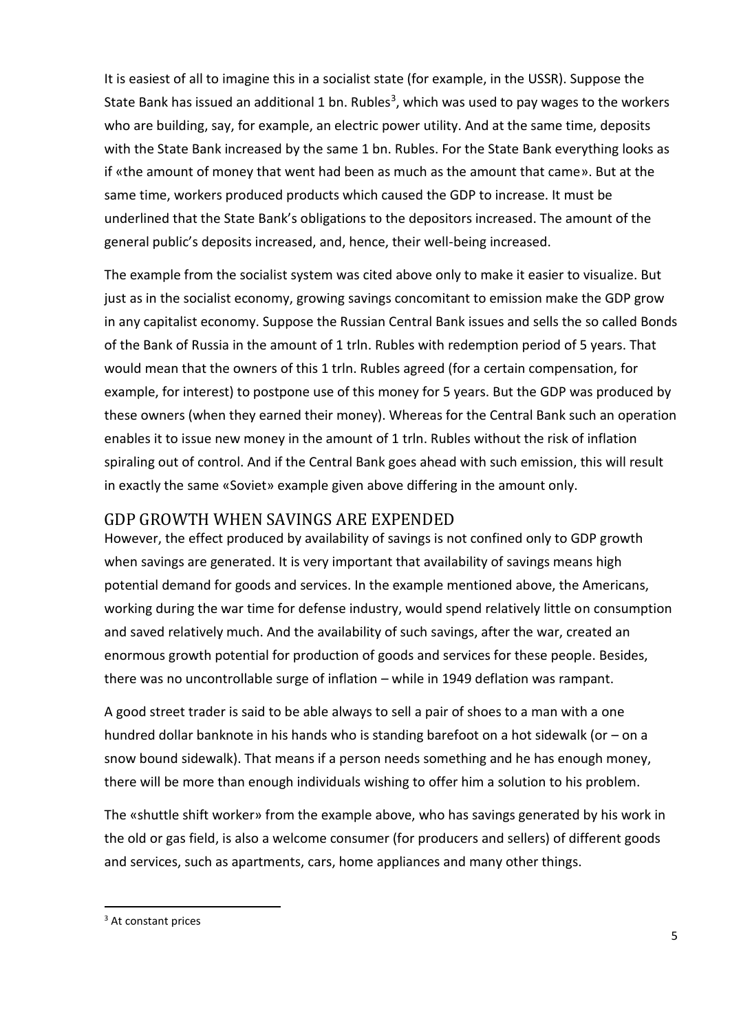It is easiest of all to imagine this in a socialist state (for example, in the USSR). Suppose the State Bank has issued an additional 1 bn. Rubles[3], which was used to pay wages to the workers who are building, say, for example, an electric power utility. And at the same time, deposits with the State Bank increased by the same 1 bn. Rubles. For the State Bank everything looks as if «the amount of money that went had been as much as the amount that came». But at the same time, workers produced products which caused the GDP to increase. It must be underlined that the State Bank's obligations to the depositors increased. The amount of the general public's deposits increased, and, hence, their well-being increased.

The example from the socialist system was cited above only to make it easier to visualize. But just as in the socialist economy, growing savings concomitant to emission make the GDP grow in any capitalist economy. Suppose the Russian Central Bank issues and sells the so called Bonds of the Bank of Russia in the amount of 1 trln. Rubles with redemption period of 5 years. That would mean that the owners of this 1 trln. Rubles agreed (for a certain compensation, for example, for interest) to postpone use of this money for 5 years. But the GDP was produced by these owners (when they earned their money). Whereas for the Central Bank such an operation enables it to issue new money in the amount of 1 trln. Rubles without the risk of inflation spiraling out of control. And if the Central Bank goes ahead with such emission, this will result in exactly the same «Soviet» example given above differing in the amount only.

## GDP GROWTH WHEN SAVINGS ARE EXPENDED

However, the effect produced by availability of savings is not confined only to GDP growth when savings are generated. It is very important that availability of savings means high potential demand for goods and services. In the example mentioned above, the Americans, working during the war time for defense industry, would spend relatively little on consumption and saved relatively much. And the availability of such savings, after the war, created an enormous growth potential for production of goods and services for these people. Besides, there was no uncontrollable surge of inflation – while in 1949 deflation was rampant.

A good street trader is said to be able always to sell a pair of shoes to a man with a one hundred dollar banknote in his hands who is standing barefoot on a hot sidewalk (or – on a snow bound sidewalk). That means if a person needs something and he has enough money, there will be more than enough individuals wishing to offer him a solution to his problem.

The «shuttle shift worker» from the example above, who has savings generated by his work in the old or gas field, is also a welcome consumer (for producers and sellers) of different goods and services, such as apartments, cars, home appliances and many other things.

[3] At constant prices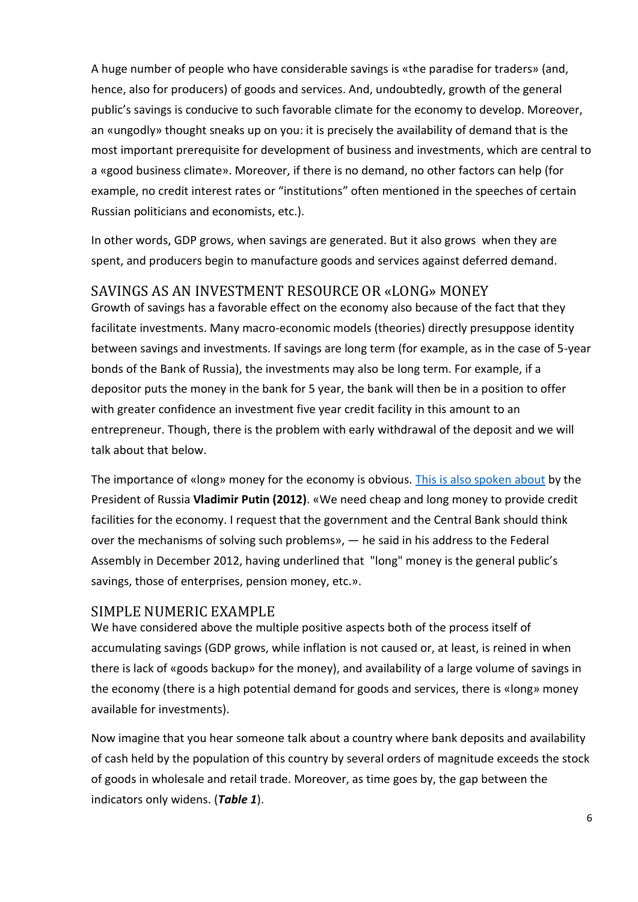A huge number of people who have considerable savings is «the paradise for traders» (and, hence, also for producers) of goods and services. And, undoubtedly, growth of the general public's savings is conducive to such favorable climate for the economy to develop. Moreover, an «ungodly» thought sneaks up on you: it is precisely the availability of demand that is the most important prerequisite for development of business and investments, which are central to a «good business climate». Moreover, if there is no demand, no other factors can help (for example, no credit interest rates or "institutions" often mentioned in the speeches of certain Russian politicians and economists, etc.).

In other words, GDP grows, when savings are generated. But it also grows when they are spent, and producers begin to manufacture goods and services against deferred demand.

## SAVINGS AS AN INVESTMENT RESOURCE OR «LONG» MONEY

Growth of savings has a favorable effect on the economy also because of the fact that they facilitate investments. Many macro-economic models (theories) directly presuppose identity between savings and investments. If savings are long term (for example, as in the case of 5-year bonds of the Bank of Russia), the investments may also be long term. For example, if a depositor puts the money in the bank for 5 year, the bank will then be in a position to offer with greater confidence an investment five year credit facility in this amount to an entrepreneur. Though, there is the problem with early withdrawal of the deposit and we will talk about that below.

The importance of «long» money for the economy is obvious. This is also spoken about by the President of Russia **Vladimir Putin (2012)**. «We need cheap and long money to provide credit facilities for the economy. I request that the government and the Central Bank should think over the mechanisms of solving such problems», — he said in his address to the Federal Assembly in December 2012, having underlined that "long" money is the general public's savings, those of enterprises, pension money, etc.».

## SIMPLE NUMERIC EXAMPLE

We have considered above the multiple positive aspects both of the process itself of accumulating savings (GDP grows, while inflation is not caused or, at least, is reined in when there is lack of «goods backup» for the money), and availability of a large volume of savings in the economy (there is a high potential demand for goods and services, there is «long» money available for investments).

Now imagine that you hear someone talk about a country where bank deposits and availability of cash held by the population of this country by several orders of magnitude exceeds the stock of goods in wholesale and retail trade. Moreover, as time goes by, the gap between the indicators only widens. (***Table 1***).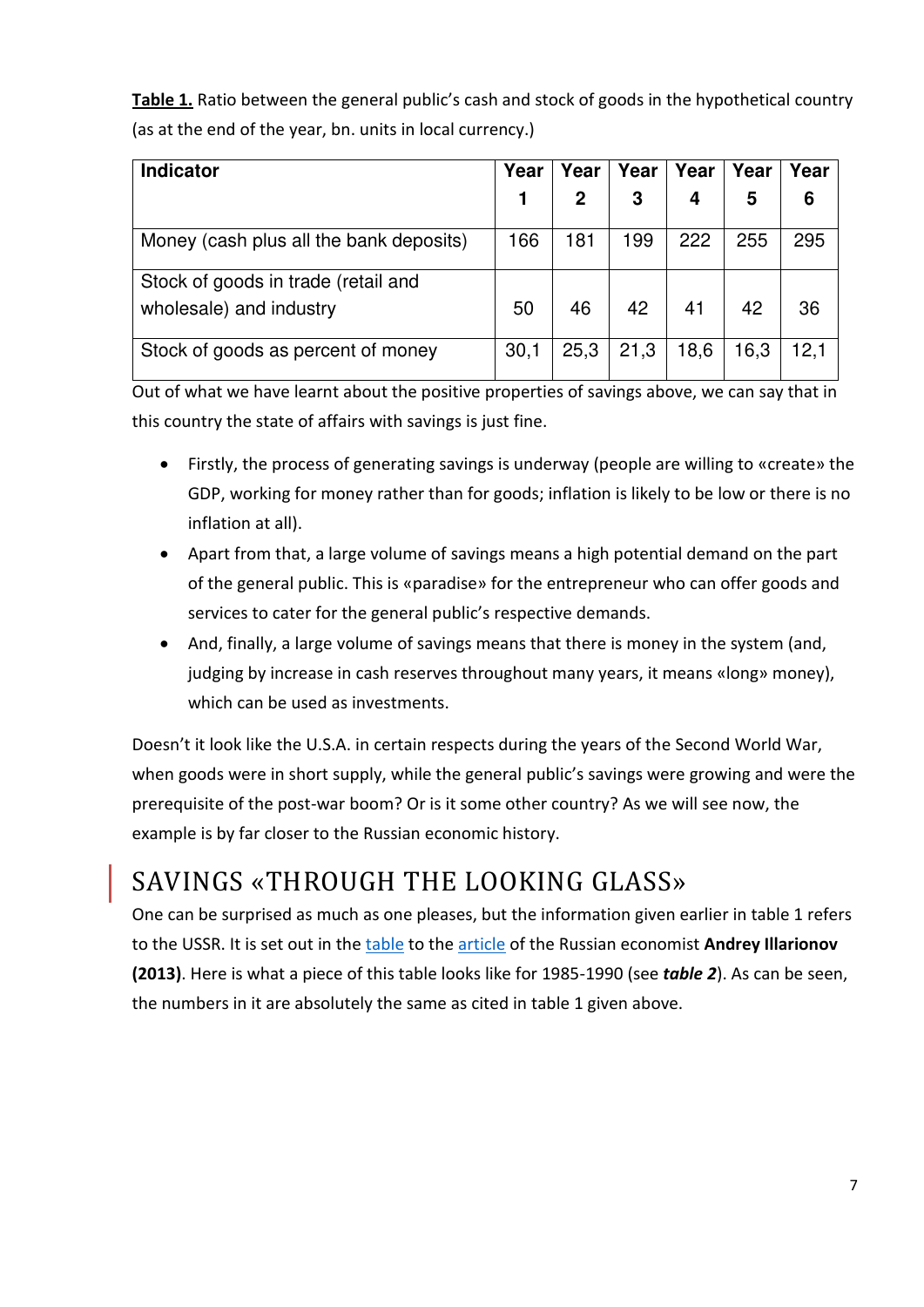**Table 1.** Ratio between the general public's cash and stock of goods in the hypothetical country (as at the end of the year, bn. units in local currency.)

| Indicator | Year 1 | Year 2 | Year 3 | Year 4 | Year 5 | Year 6 |
|---|---|---|---|---|---|---|
| Money (cash plus all the bank deposits) | 166 | 181 | 199 | 222 | 255 | 295 |
| Stock of goods in trade (retail and wholesale) and industry | 50 | 46 | 42 | 41 | 42 | 36 |
| Stock of goods as percent of money | 30,1 | 25,3 | 21,3 | 18,6 | 16,3 | 12,1 |

Out of what we have learnt about the positive properties of savings above, we can say that in this country the state of affairs with savings is just fine.

- Firstly, the process of generating savings is underway (people are willing to «create» the GDP, working for money rather than for goods; inflation is likely to be low or there is no inflation at all).
- Apart from that, a large volume of savings means a high potential demand on the part of the general public. This is «paradise» for the entrepreneur who can offer goods and services to cater for the general public's respective demands.
- And, finally, a large volume of savings means that there is money in the system (and, judging by increase in cash reserves throughout many years, it means «long» money), which can be used as investments.

Doesn't it look like the U.S.A. in certain respects during the years of the Second World War, when goods were in short supply, while the general public's savings were growing and were the prerequisite of the post-war boom? Or is it some other country? As we will see now, the example is by far closer to the Russian economic history.

## SAVINGS «THROUGH THE LOOKING GLASS»

One can be surprised as much as one pleases, but the information given earlier in table 1 refers to the USSR. It is set out in the table to the article of the Russian economist **Andrey Illarionov (2013)**. Here is what a piece of this table looks like for 1985-1990 (see ***table 2***). As can be seen, the numbers in it are absolutely the same as cited in table 1 given above.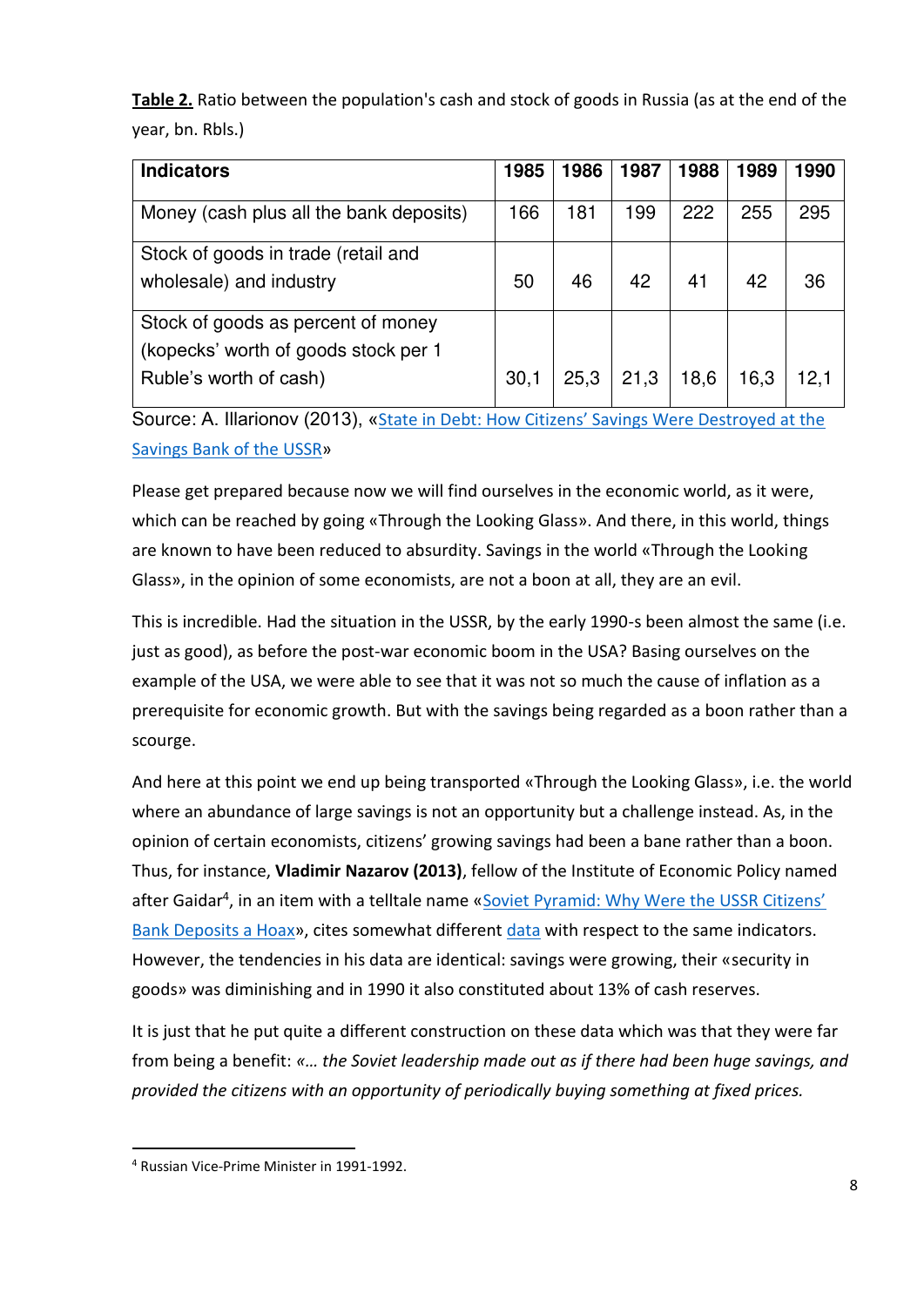**<u>Table 2.</u>** Ratio between the population's cash and stock of goods in Russia (as at the end of the year, bn. Rbls.)

| Indicators | 1985 | 1986 | 1987 | 1988 | 1989 | 1990 |
|---|---|---|---|---|---|---|
| Money (cash plus all the bank deposits) | 166 | 181 | 199 | 222 | 255 | 295 |
| Stock of goods in trade (retail and wholesale) and industry | 50 | 46 | 42 | 41 | 42 | 36 |
| Stock of goods as percent of money (kopecks' worth of goods stock per 1 Ruble's worth of cash) | 30,1 | 25,3 | 21,3 | 18,6 | 16,3 | 12,1 |

Source: A. Illarionov (2013), «State in Debt: How Citizens' Savings Were Destroyed at the Savings Bank of the USSR»

Please get prepared because now we will find ourselves in the economic world, as it were, which can be reached by going «Through the Looking Glass». And there, in this world, things are known to have been reduced to absurdity. Savings in the world «Through the Looking Glass», in the opinion of some economists, are not a boon at all, they are an evil.

This is incredible. Had the situation in the USSR, by the early 1990-s been almost the same (i.e. just as good), as before the post-war economic boom in the USA? Basing ourselves on the example of the USA, we were able to see that it was not so much the cause of inflation as a prerequisite for economic growth. But with the savings being regarded as a boon rather than a scourge.

And here at this point we end up being transported «Through the Looking Glass», i.e. the world where an abundance of large savings is not an opportunity but a challenge instead. As, in the opinion of certain economists, citizens' growing savings had been a bane rather than a boon. Thus, for instance, **Vladimir Nazarov (2013)**, fellow of the Institute of Economic Policy named after Gaidar[4], in an item with a telltale name «Soviet Pyramid: Why Were the USSR Citizens' Bank Deposits a Hoax», cites somewhat different data with respect to the same indicators. However, the tendencies in his data are identical: savings were growing, their «security in goods» was diminishing and in 1990 it also constituted about 13% of cash reserves.

It is just that he put quite a different construction on these data which was that they were far from being a benefit: *«… the Soviet leadership made out as if there had been huge savings, and provided the citizens with an opportunity of periodically buying something at fixed prices.*

[4] Russian Vice-Prime Minister in 1991-1992.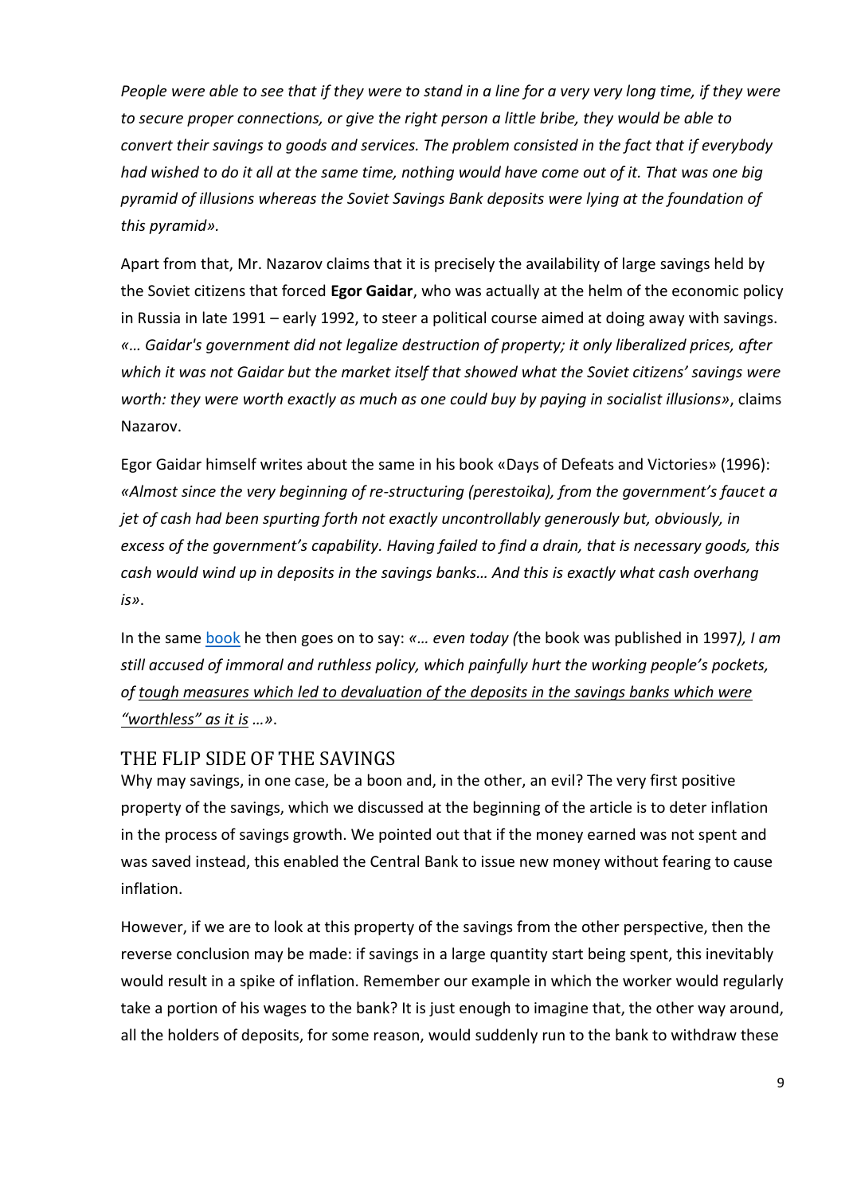*People were able to see that if they were to stand in a line for a very very long time, if they were to secure proper connections, or give the right person a little bribe, they would be able to convert their savings to goods and services. The problem consisted in the fact that if everybody had wished to do it all at the same time, nothing would have come out of it. That was one big pyramid of illusions whereas the Soviet Savings Bank deposits were lying at the foundation of this pyramid».*

Apart from that, Mr. Nazarov claims that it is precisely the availability of large savings held by the Soviet citizens that forced **Egor Gaidar**, who was actually at the helm of the economic policy in Russia in late 1991 – early 1992, to steer a political course aimed at doing away with savings. *«… Gaidar's government did not legalize destruction of property; it only liberalized prices, after which it was not Gaidar but the market itself that showed what the Soviet citizens' savings were worth: they were worth exactly as much as one could buy by paying in socialist illusions»*, claims Nazarov.

Egor Gaidar himself writes about the same in his book «Days of Defeats and Victories» (1996): *«Almost since the very beginning of re-structuring (perestoika), from the government's faucet a jet of cash had been spurting forth not exactly uncontrollably generously but, obviously, in excess of the government's capability. Having failed to find a drain, that is necessary goods, this cash would wind up in deposits in the savings banks… And this is exactly what cash overhang is»*.

In the same book he then goes on to say: *«… even today (*the book was published in 1997*), I am still accused of immoral and ruthless policy, which painfully hurt the working people's pockets, of tough measures which led to devaluation of the deposits in the savings banks which were "worthless" as it is …»*.

## THE FLIP SIDE OF THE SAVINGS

Why may savings, in one case, be a boon and, in the other, an evil? The very first positive property of the savings, which we discussed at the beginning of the article is to deter inflation in the process of savings growth. We pointed out that if the money earned was not spent and was saved instead, this enabled the Central Bank to issue new money without fearing to cause inflation.

However, if we are to look at this property of the savings from the other perspective, then the reverse conclusion may be made: if savings in a large quantity start being spent, this inevitably would result in a spike of inflation. Remember our example in which the worker would regularly take a portion of his wages to the bank? It is just enough to imagine that, the other way around, all the holders of deposits, for some reason, would suddenly run to the bank to withdraw these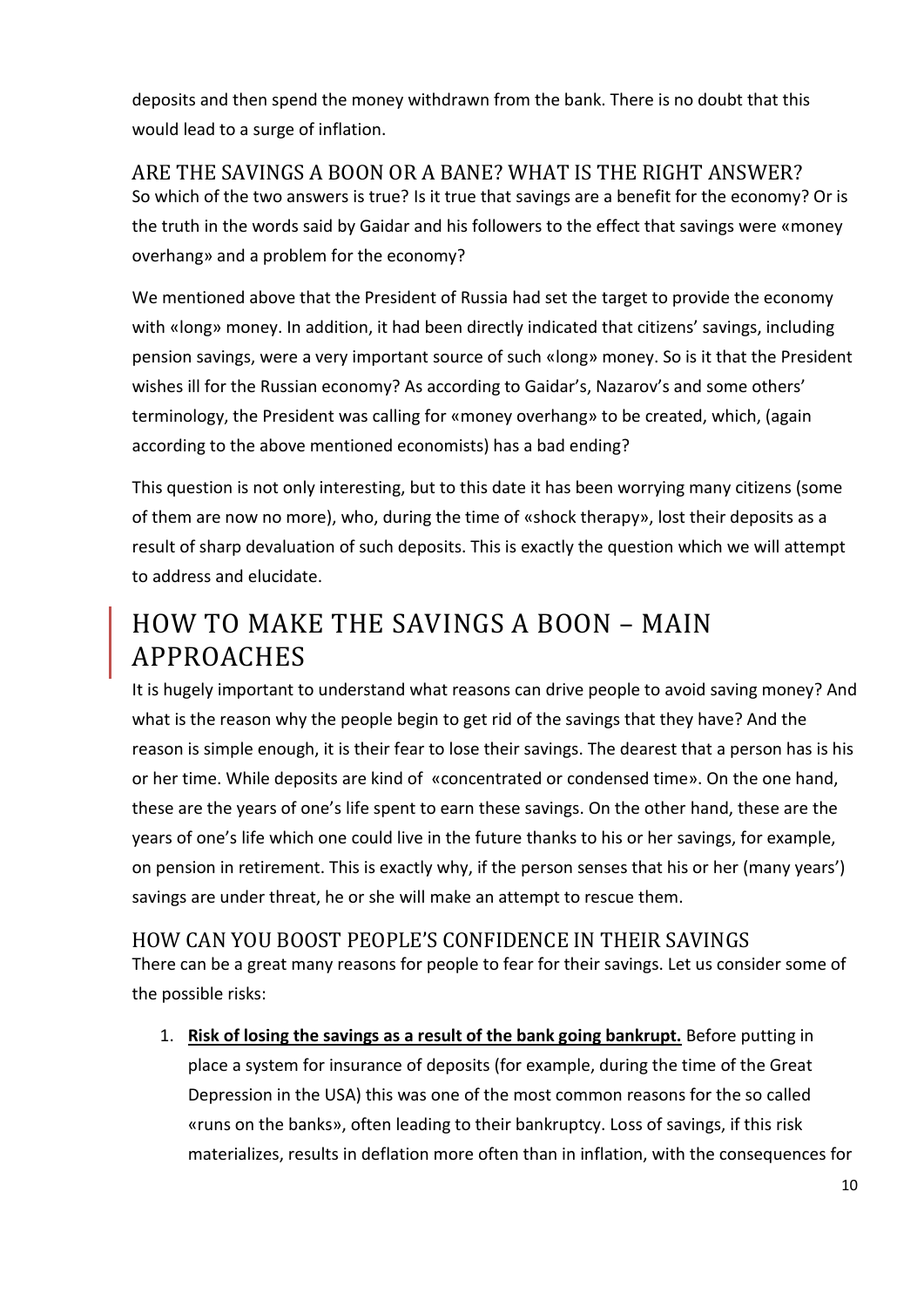deposits and then spend the money withdrawn from the bank. There is no doubt that this would lead to a surge of inflation.

### ARE THE SAVINGS A BOON OR A BANE? WHAT IS THE RIGHT ANSWER?

So which of the two answers is true? Is it true that savings are a benefit for the economy? Or is the truth in the words said by Gaidar and his followers to the effect that savings were «money overhang» and a problem for the economy?

We mentioned above that the President of Russia had set the target to provide the economy with «long» money. In addition, it had been directly indicated that citizens' savings, including pension savings, were a very important source of such «long» money. So is it that the President wishes ill for the Russian economy? As according to Gaidar's, Nazarov's and some others' terminology, the President was calling for «money overhang» to be created, which, (again according to the above mentioned economists) has a bad ending?

This question is not only interesting, but to this date it has been worrying many citizens (some of them are now no more), who, during the time of «shock therapy», lost their deposits as a result of sharp devaluation of such deposits. This is exactly the question which we will attempt to address and elucidate.

## HOW TO MAKE THE SAVINGS A BOON – MAIN APPROACHES

It is hugely important to understand what reasons can drive people to avoid saving money? And what is the reason why the people begin to get rid of the savings that they have? And the reason is simple enough, it is their fear to lose their savings. The dearest that a person has is his or her time. While deposits are kind of «concentrated or condensed time». On the one hand, these are the years of one's life spent to earn these savings. On the other hand, these are the years of one's life which one could live in the future thanks to his or her savings, for example, on pension in retirement. This is exactly why, if the person senses that his or her (many years') savings are under threat, he or she will make an attempt to rescue them.

### HOW CAN YOU BOOST PEOPLE'S CONFIDENCE IN THEIR SAVINGS

There can be a great many reasons for people to fear for their savings. Let us consider some of the possible risks:

1. **Risk of losing the savings as a result of the bank going bankrupt.** Before putting in place a system for insurance of deposits (for example, during the time of the Great Depression in the USA) this was one of the most common reasons for the so called «runs on the banks», often leading to their bankruptcy. Loss of savings, if this risk materializes, results in deflation more often than in inflation, with the consequences for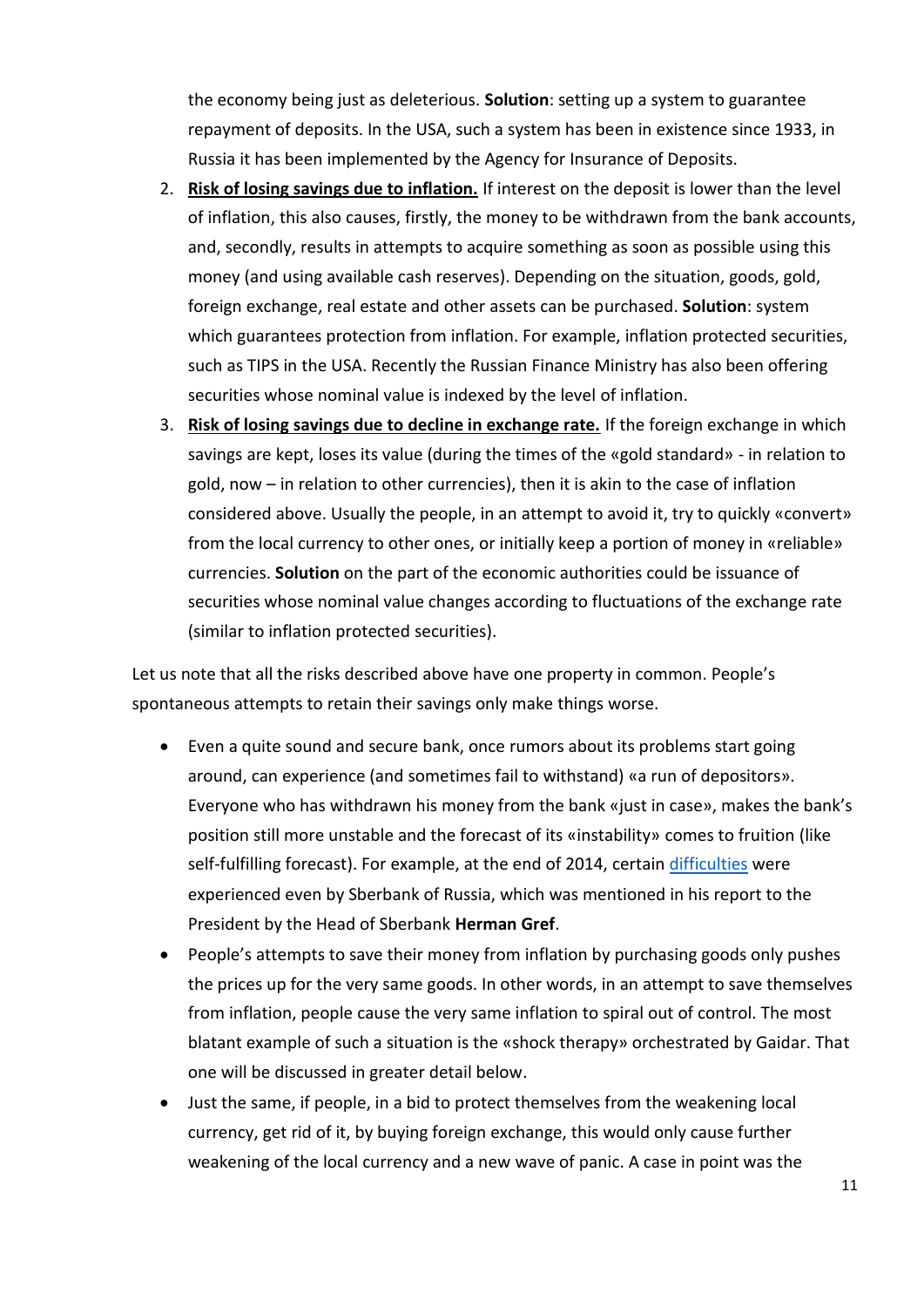the economy being just as deleterious. **Solution**: setting up a system to guarantee repayment of deposits. In the USA, such a system has been in existence since 1933, in Russia it has been implemented by the Agency for Insurance of Deposits.

2. **Risk of losing savings due to inflation.** If interest on the deposit is lower than the level of inflation, this also causes, firstly, the money to be withdrawn from the bank accounts, and, secondly, results in attempts to acquire something as soon as possible using this money (and using available cash reserves). Depending on the situation, goods, gold, foreign exchange, real estate and other assets can be purchased. **Solution**: system which guarantees protection from inflation. For example, inflation protected securities, such as TIPS in the USA. Recently the Russian Finance Ministry has also been offering securities whose nominal value is indexed by the level of inflation.
3. **Risk of losing savings due to decline in exchange rate.** If the foreign exchange in which savings are kept, loses its value (during the times of the «gold standard» - in relation to gold, now – in relation to other currencies), then it is akin to the case of inflation considered above. Usually the people, in an attempt to avoid it, try to quickly «convert» from the local currency to other ones, or initially keep a portion of money in «reliable» currencies. **Solution** on the part of the economic authorities could be issuance of securities whose nominal value changes according to fluctuations of the exchange rate (similar to inflation protected securities).

Let us note that all the risks described above have one property in common. People's spontaneous attempts to retain their savings only make things worse.

- Even a quite sound and secure bank, once rumors about its problems start going around, can experience (and sometimes fail to withstand) «a run of depositors». Everyone who has withdrawn his money from the bank «just in case», makes the bank's position still more unstable and the forecast of its «instability» comes to fruition (like self-fulfilling forecast). For example, at the end of 2014, certain difficulties were experienced even by Sberbank of Russia, which was mentioned in his report to the President by the Head of Sberbank **Herman Gref**.
- People's attempts to save their money from inflation by purchasing goods only pushes the prices up for the very same goods. In other words, in an attempt to save themselves from inflation, people cause the very same inflation to spiral out of control. The most blatant example of such a situation is the «shock therapy» orchestrated by Gaidar. That one will be discussed in greater detail below.
- Just the same, if people, in a bid to protect themselves from the weakening local currency, get rid of it, by buying foreign exchange, this would only cause further weakening of the local currency and a new wave of panic. A case in point was the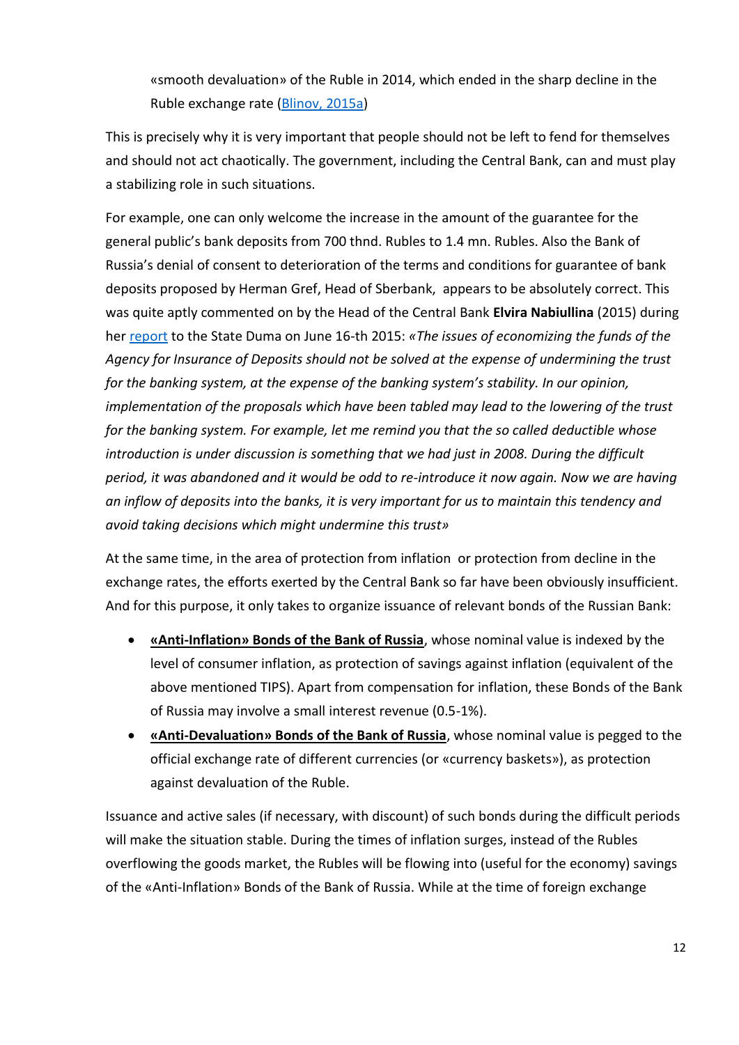«smooth devaluation» of the Ruble in 2014, which ended in the sharp decline in the Ruble exchange rate (Blinov, 2015a)

This is precisely why it is very important that people should not be left to fend for themselves and should not act chaotically. The government, including the Central Bank, can and must play a stabilizing role in such situations.

For example, one can only welcome the increase in the amount of the guarantee for the general public's bank deposits from 700 thnd. Rubles to 1.4 mn. Rubles. Also the Bank of Russia's denial of consent to deterioration of the terms and conditions for guarantee of bank deposits proposed by Herman Gref, Head of Sberbank, appears to be absolutely correct. This was quite aptly commented on by the Head of the Central Bank **Elvira Nabiullina** (2015) during her report to the State Duma on June 16-th 2015: *«The issues of economizing the funds of the Agency for Insurance of Deposits should not be solved at the expense of undermining the trust for the banking system, at the expense of the banking system's stability. In our opinion, implementation of the proposals which have been tabled may lead to the lowering of the trust for the banking system. For example, let me remind you that the so called deductible whose introduction is under discussion is something that we had just in 2008. During the difficult period, it was abandoned and it would be odd to re-introduce it now again. Now we are having an inflow of deposits into the banks, it is very important for us to maintain this tendency and avoid taking decisions which might undermine this trust»*

At the same time, in the area of protection from inflation or protection from decline in the exchange rates, the efforts exerted by the Central Bank so far have been obviously insufficient. And for this purpose, it only takes to organize issuance of relevant bonds of the Russian Bank:

- **«Anti-Inflation» Bonds of the Bank of Russia**, whose nominal value is indexed by the level of consumer inflation, as protection of savings against inflation (equivalent of the above mentioned TIPS). Apart from compensation for inflation, these Bonds of the Bank of Russia may involve a small interest revenue (0.5-1%).
- **«Anti-Devaluation» Bonds of the Bank of Russia**, whose nominal value is pegged to the official exchange rate of different currencies (or «currency baskets»), as protection against devaluation of the Ruble.

Issuance and active sales (if necessary, with discount) of such bonds during the difficult periods will make the situation stable. During the times of inflation surges, instead of the Rubles overflowing the goods market, the Rubles will be flowing into (useful for the economy) savings of the «Anti-Inflation» Bonds of the Bank of Russia. While at the time of foreign exchange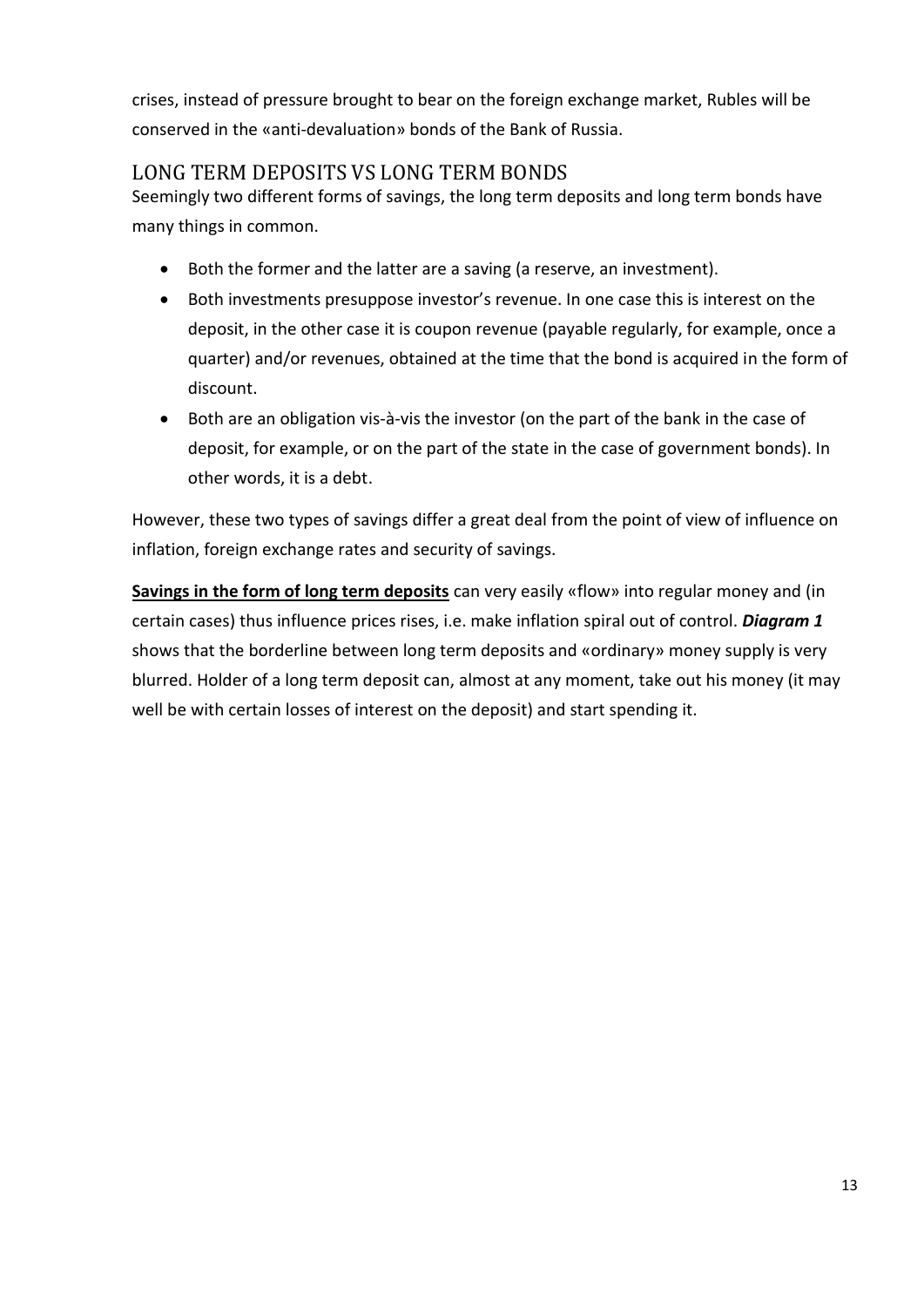crises, instead of pressure brought to bear on the foreign exchange market, Rubles will be conserved in the «anti-devaluation» bonds of the Bank of Russia.

## LONG TERM DEPOSITS VS LONG TERM BONDS

Seemingly two different forms of savings, the long term deposits and long term bonds have many things in common.

- Both the former and the latter are a saving (a reserve, an investment).
- Both investments presuppose investor's revenue. In one case this is interest on the deposit, in the other case it is coupon revenue (payable regularly, for example, once a quarter) and/or revenues, obtained at the time that the bond is acquired in the form of discount.
- Both are an obligation vis-à-vis the investor (on the part of the bank in the case of deposit, for example, or on the part of the state in the case of government bonds). In other words, it is a debt.

However, these two types of savings differ a great deal from the point of view of influence on inflation, foreign exchange rates and security of savings.

**Savings in the form of long term deposits** can very easily «flow» into regular money and (in certain cases) thus influence prices rises, i.e. make inflation spiral out of control. ***Diagram 1*** shows that the borderline between long term deposits and «ordinary» money supply is very blurred. Holder of a long term deposit can, almost at any moment, take out his money (it may well be with certain losses of interest on the deposit) and start spending it.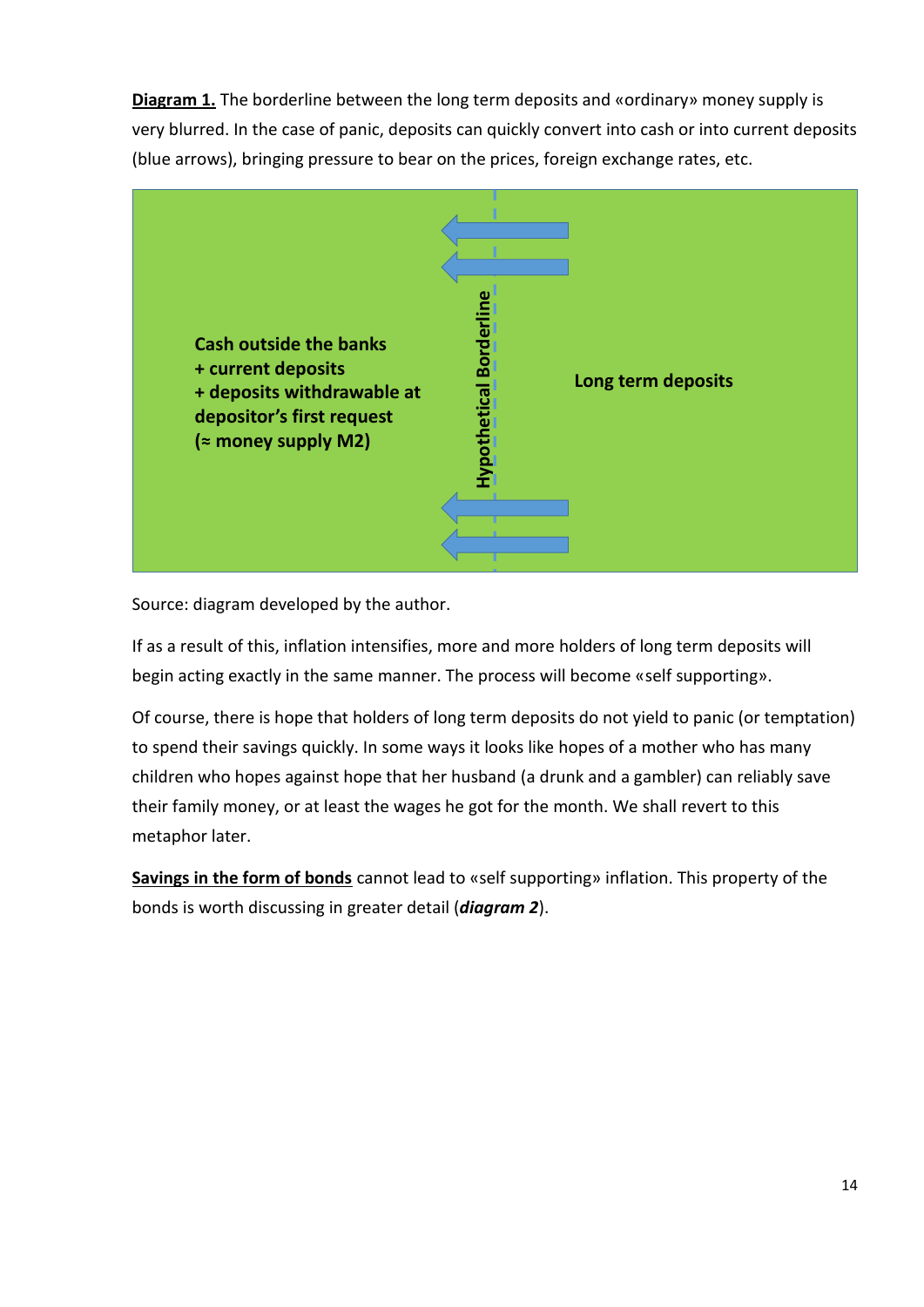**<u>Diagram 1.</u>** The borderline between the long term deposits and «ordinary» money supply is very blurred. In the case of panic, deposits can quickly convert into cash or into current deposits (blue arrows), bringing pressure to bear on the prices, foreign exchange rates, etc.

**Cash outside the banks**
**+ current deposits**
**+ deposits withdrawable at depositor's first request**
**(≈ money supply M2)**

**Hypothetical Borderline**

**Long term deposits**

Source: diagram developed by the author.

If as a result of this, inflation intensifies, more and more holders of long term deposits will begin acting exactly in the same manner. The process will become «self supporting».

Of course, there is hope that holders of long term deposits do not yield to panic (or temptation) to spend their savings quickly. In some ways it looks like hopes of a mother who has many children who hopes against hope that her husband (a drunk and a gambler) can reliably save their family money, or at least the wages he got for the month. We shall revert to this metaphor later.

**<u>Savings in the form of bonds</u>** cannot lead to «self supporting» inflation. This property of the bonds is worth discussing in greater detail (***diagram 2***).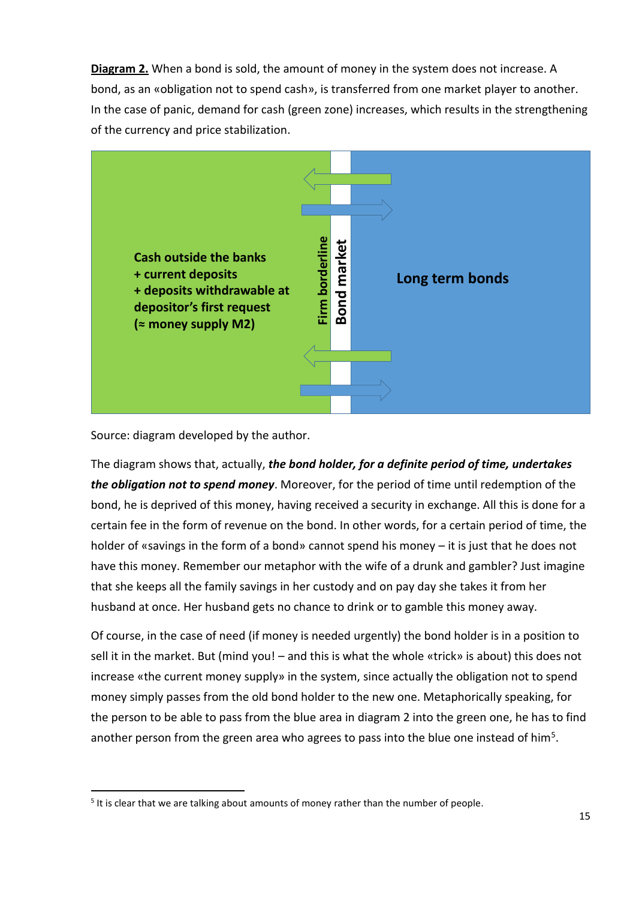**Diagram 2.** When a bond is sold, the amount of money in the system does not increase. A bond, as an «obligation not to spend cash», is transferred from one market player to another. In the case of panic, demand for cash (green zone) increases, which results in the strengthening of the currency and price stabilization.

Cash outside the banks
+ current deposits
+ deposits withdrawable at depositor's first request
(≈ money supply M2)

Firm borderline

Bond market

Long term bonds

Source: diagram developed by the author.

The diagram shows that, actually, ***the bond holder, for a definite period of time, undertakes the obligation not to spend money***. Moreover, for the period of time until redemption of the bond, he is deprived of this money, having received a security in exchange. All this is done for a certain fee in the form of revenue on the bond. In other words, for a certain period of time, the holder of «savings in the form of a bond» cannot spend his money – it is just that he does not have this money. Remember our metaphor with the wife of a drunk and gambler? Just imagine that she keeps all the family savings in her custody and on pay day she takes it from her husband at once. Her husband gets no chance to drink or to gamble this money away.

Of course, in the case of need (if money is needed urgently) the bond holder is in a position to sell it in the market. But (mind you! – and this is what the whole «trick» is about) this does not increase «the current money supply» in the system, since actually the obligation not to spend money simply passes from the old bond holder to the new one. Metaphorically speaking, for the person to be able to pass from the blue area in diagram 2 into the green one, he has to find another person from the green area who agrees to pass into the blue one instead of him[5].

[5] It is clear that we are talking about amounts of money rather than the number of people.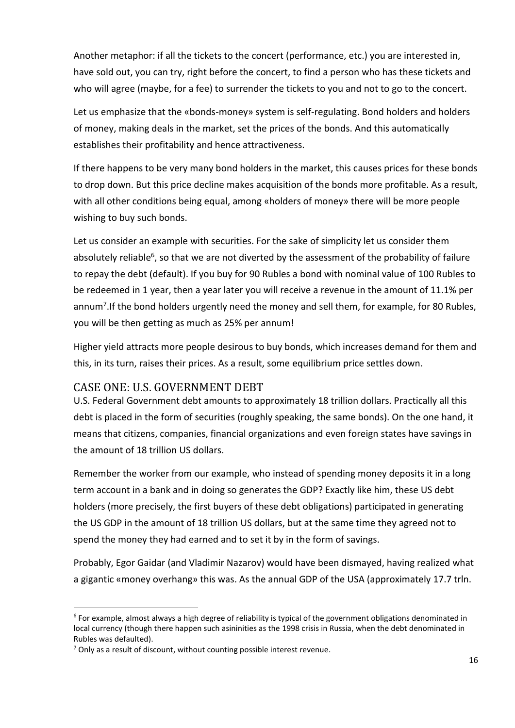Another metaphor: if all the tickets to the concert (performance, etc.) you are interested in, have sold out, you can try, right before the concert, to find a person who has these tickets and who will agree (maybe, for a fee) to surrender the tickets to you and not to go to the concert.

Let us emphasize that the «bonds-money» system is self-regulating. Bond holders and holders of money, making deals in the market, set the prices of the bonds. And this automatically establishes their profitability and hence attractiveness.

If there happens to be very many bond holders in the market, this causes prices for these bonds to drop down. But this price decline makes acquisition of the bonds more profitable. As a result, with all other conditions being equal, among «holders of money» there will be more people wishing to buy such bonds.

Let us consider an example with securities. For the sake of simplicity let us consider them absolutely reliable[6], so that we are not diverted by the assessment of the probability of failure to repay the debt (default). If you buy for 90 Rubles a bond with nominal value of 100 Rubles to be redeemed in 1 year, then a year later you will receive a revenue in the amount of 11.1% per annum[7].If the bond holders urgently need the money and sell them, for example, for 80 Rubles, you will be then getting as much as 25% per annum!

Higher yield attracts more people desirous to buy bonds, which increases demand for them and this, in its turn, raises their prices. As a result, some equilibrium price settles down.

## CASE ONE: U.S. GOVERNMENT DEBT

U.S. Federal Government debt amounts to approximately 18 trillion dollars. Practically all this debt is placed in the form of securities (roughly speaking, the same bonds). On the one hand, it means that citizens, companies, financial organizations and even foreign states have savings in the amount of 18 trillion US dollars.

Remember the worker from our example, who instead of spending money deposits it in a long term account in a bank and in doing so generates the GDP? Exactly like him, these US debt holders (more precisely, the first buyers of these debt obligations) participated in generating the US GDP in the amount of 18 trillion US dollars, but at the same time they agreed not to spend the money they had earned and to set it by in the form of savings.

Probably, Egor Gaidar (and Vladimir Nazarov) would have been dismayed, having realized what a gigantic «money overhang» this was. As the annual GDP of the USA (approximately 17.7 trln.

---

[6] For example, almost always a high degree of reliability is typical of the government obligations denominated in local currency (though there happen such asininities as the 1998 crisis in Russia, when the debt denominated in Rubles was defaulted).

[7] Only as a result of discount, without counting possible interest revenue.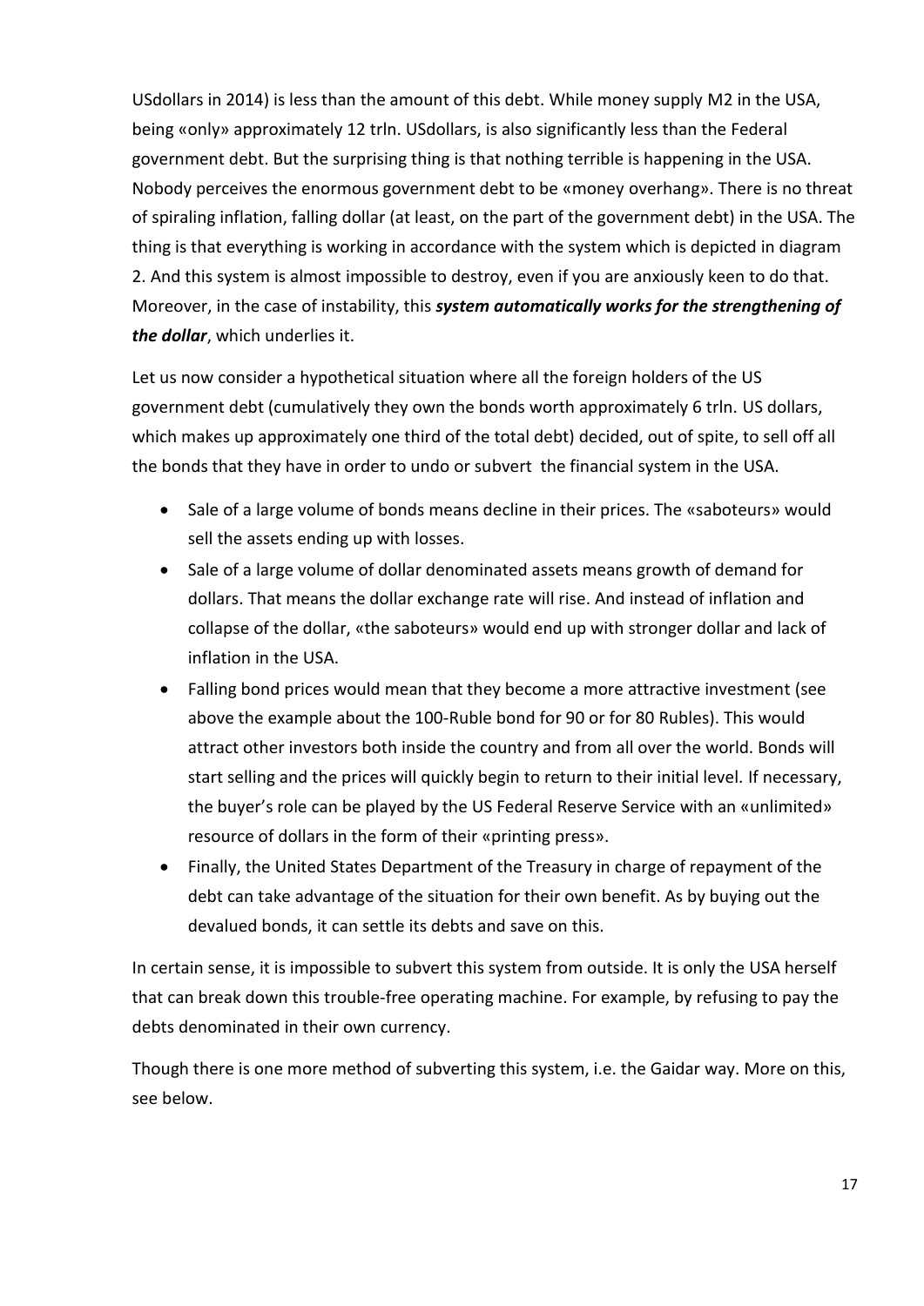USdollars in 2014) is less than the amount of this debt. While money supply M2 in the USA, being «only» approximately 12 trln. USdollars, is also significantly less than the Federal government debt. But the surprising thing is that nothing terrible is happening in the USA. Nobody perceives the enormous government debt to be «money overhang». There is no threat of spiraling inflation, falling dollar (at least, on the part of the government debt) in the USA. The thing is that everything is working in accordance with the system which is depicted in diagram 2. And this system is almost impossible to destroy, even if you are anxiously keen to do that. Moreover, in the case of instability, this ***system automatically works for the strengthening of the dollar***, which underlies it.

Let us now consider a hypothetical situation where all the foreign holders of the US government debt (cumulatively they own the bonds worth approximately 6 trln. US dollars, which makes up approximately one third of the total debt) decided, out of spite, to sell off all the bonds that they have in order to undo or subvert the financial system in the USA.

- Sale of a large volume of bonds means decline in their prices. The «saboteurs» would sell the assets ending up with losses.
- Sale of a large volume of dollar denominated assets means growth of demand for dollars. That means the dollar exchange rate will rise. And instead of inflation and collapse of the dollar, «the saboteurs» would end up with stronger dollar and lack of inflation in the USA.
- Falling bond prices would mean that they become a more attractive investment (see above the example about the 100-Ruble bond for 90 or for 80 Rubles). This would attract other investors both inside the country and from all over the world. Bonds will start selling and the prices will quickly begin to return to their initial level. If necessary, the buyer's role can be played by the US Federal Reserve Service with an «unlimited» resource of dollars in the form of their «printing press».
- Finally, the United States Department of the Treasury in charge of repayment of the debt can take advantage of the situation for their own benefit. As by buying out the devalued bonds, it can settle its debts and save on this.

In certain sense, it is impossible to subvert this system from outside. It is only the USA herself that can break down this trouble-free operating machine. For example, by refusing to pay the debts denominated in their own currency.

Though there is one more method of subverting this system, i.e. the Gaidar way. More on this, see below.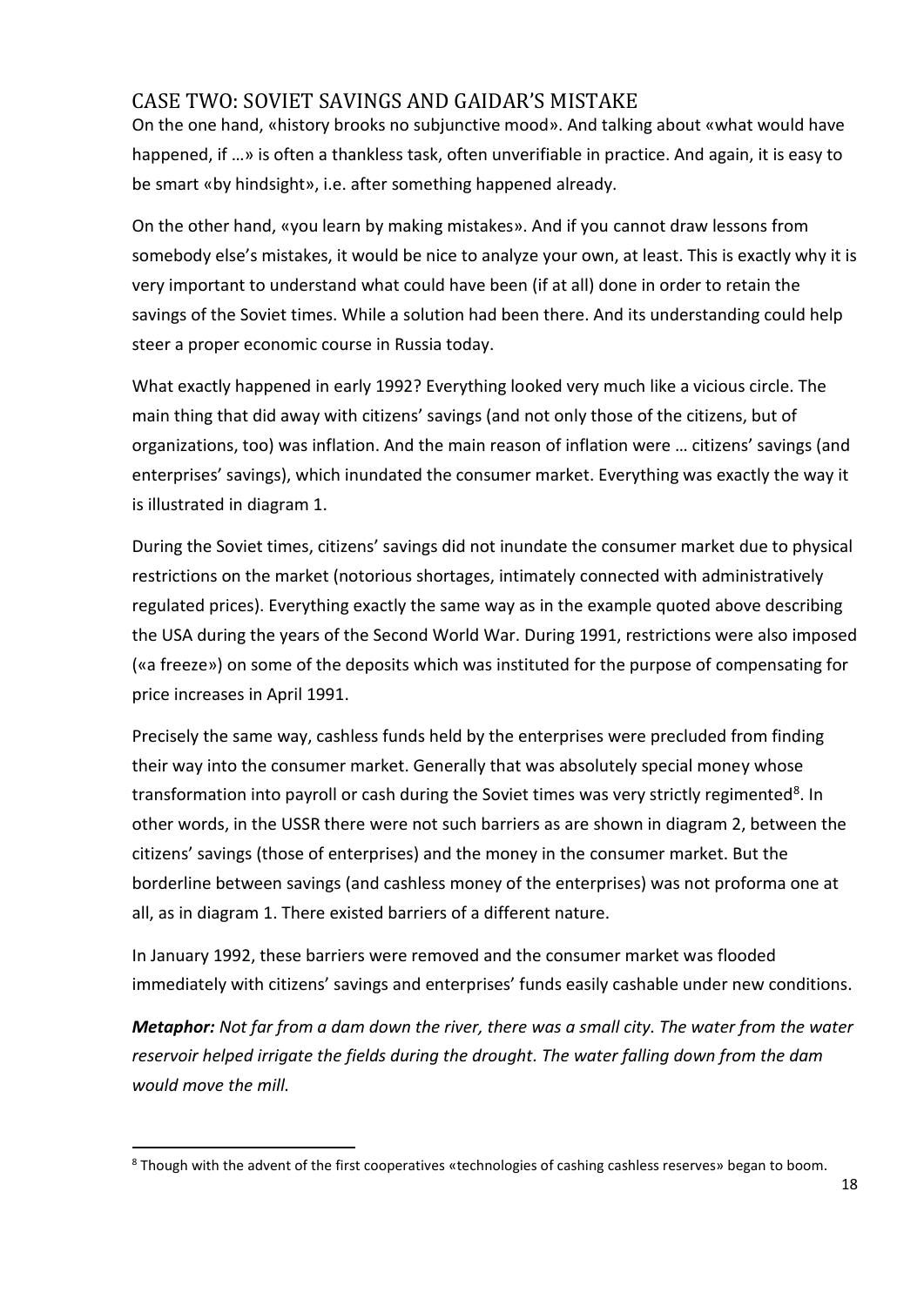## CASE TWO: SOVIET SAVINGS AND GAIDAR'S MISTAKE

On the one hand, «history brooks no subjunctive mood». And talking about «what would have happened, if …» is often a thankless task, often unverifiable in practice. And again, it is easy to be smart «by hindsight», i.e. after something happened already.

On the other hand, «you learn by making mistakes». And if you cannot draw lessons from somebody else's mistakes, it would be nice to analyze your own, at least. This is exactly why it is very important to understand what could have been (if at all) done in order to retain the savings of the Soviet times. While a solution had been there. And its understanding could help steer a proper economic course in Russia today.

What exactly happened in early 1992? Everything looked very much like a vicious circle. The main thing that did away with citizens' savings (and not only those of the citizens, but of organizations, too) was inflation. And the main reason of inflation were … citizens' savings (and enterprises' savings), which inundated the consumer market. Everything was exactly the way it is illustrated in diagram 1.

During the Soviet times, citizens' savings did not inundate the consumer market due to physical restrictions on the market (notorious shortages, intimately connected with administratively regulated prices). Everything exactly the same way as in the example quoted above describing the USA during the years of the Second World War. During 1991, restrictions were also imposed («a freeze») on some of the deposits which was instituted for the purpose of compensating for price increases in April 1991.

Precisely the same way, cashless funds held by the enterprises were precluded from finding their way into the consumer market. Generally that was absolutely special money whose transformation into payroll or cash during the Soviet times was very strictly regimented[8]. In other words, in the USSR there were not such barriers as are shown in diagram 2, between the citizens' savings (those of enterprises) and the money in the consumer market. But the borderline between savings (and cashless money of the enterprises) was not proforma one at all, as in diagram 1. There existed barriers of a different nature.

In January 1992, these barriers were removed and the consumer market was flooded immediately with citizens' savings and enterprises' funds easily cashable under new conditions.

***Metaphor:*** *Not far from a dam down the river, there was a small city. The water from the water reservoir helped irrigate the fields during the drought. The water falling down from the dam would move the mill.*

---

[8] Though with the advent of the first cooperatives «technologies of cashing cashless reserves» began to boom.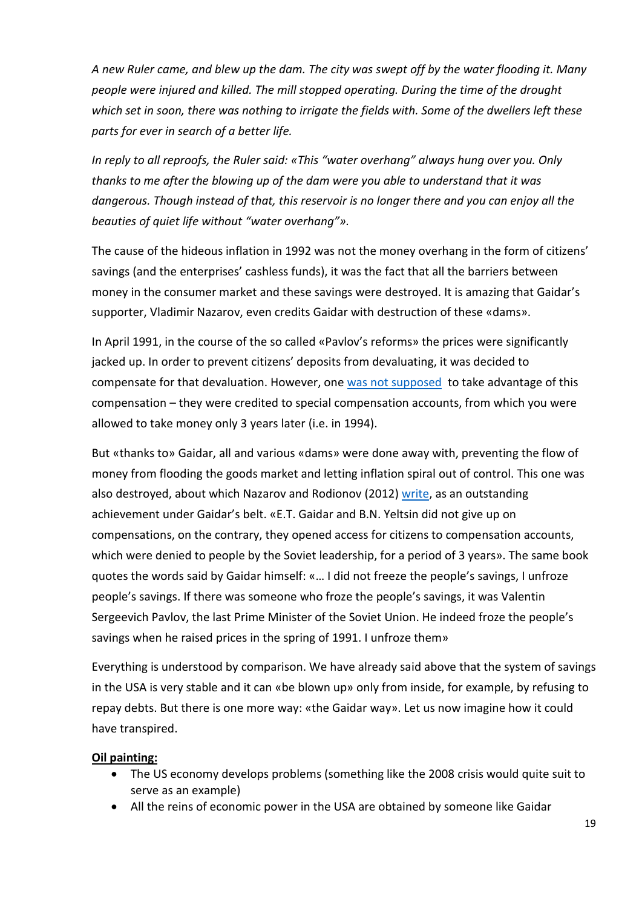*A new Ruler came, and blew up the dam. The city was swept off by the water flooding it. Many people were injured and killed. The mill stopped operating. During the time of the drought which set in soon, there was nothing to irrigate the fields with. Some of the dwellers left these parts for ever in search of a better life.*

*In reply to all reproofs, the Ruler said: «This "water overhang" always hung over you. Only thanks to me after the blowing up of the dam were you able to understand that it was dangerous. Though instead of that, this reservoir is no longer there and you can enjoy all the beauties of quiet life without "water overhang"».*

The cause of the hideous inflation in 1992 was not the money overhang in the form of citizens' savings (and the enterprises' cashless funds), it was the fact that all the barriers between money in the consumer market and these savings were destroyed. It is amazing that Gaidar's supporter, Vladimir Nazarov, even credits Gaidar with destruction of these «dams».

In April 1991, in the course of the so called «Pavlov's reforms» the prices were significantly jacked up. In order to prevent citizens' deposits from devaluating, it was decided to compensate for that devaluation. However, one was not supposed to take advantage of this compensation – they were credited to special compensation accounts, from which you were allowed to take money only 3 years later (i.e. in 1994).

But «thanks to» Gaidar, all and various «dams» were done away with, preventing the flow of money from flooding the goods market and letting inflation spiral out of control. This one was also destroyed, about which Nazarov and Rodionov (2012) write, as an outstanding achievement under Gaidar's belt. «E.T. Gaidar and B.N. Yeltsin did not give up on compensations, on the contrary, they opened access for citizens to compensation accounts, which were denied to people by the Soviet leadership, for a period of 3 years». The same book quotes the words said by Gaidar himself: «… I did not freeze the people's savings, I unfroze people's savings. If there was someone who froze the people's savings, it was Valentin Sergeevich Pavlov, the last Prime Minister of the Soviet Union. He indeed froze the people's savings when he raised prices in the spring of 1991. I unfroze them»

Everything is understood by comparison. We have already said above that the system of savings in the USA is very stable and it can «be blown up» only from inside, for example, by refusing to repay debts. But there is one more way: «the Gaidar way». Let us now imagine how it could have transpired.

**Oil painting:**

- The US economy develops problems (something like the 2008 crisis would quite suit to serve as an example)
- All the reins of economic power in the USA are obtained by someone like Gaidar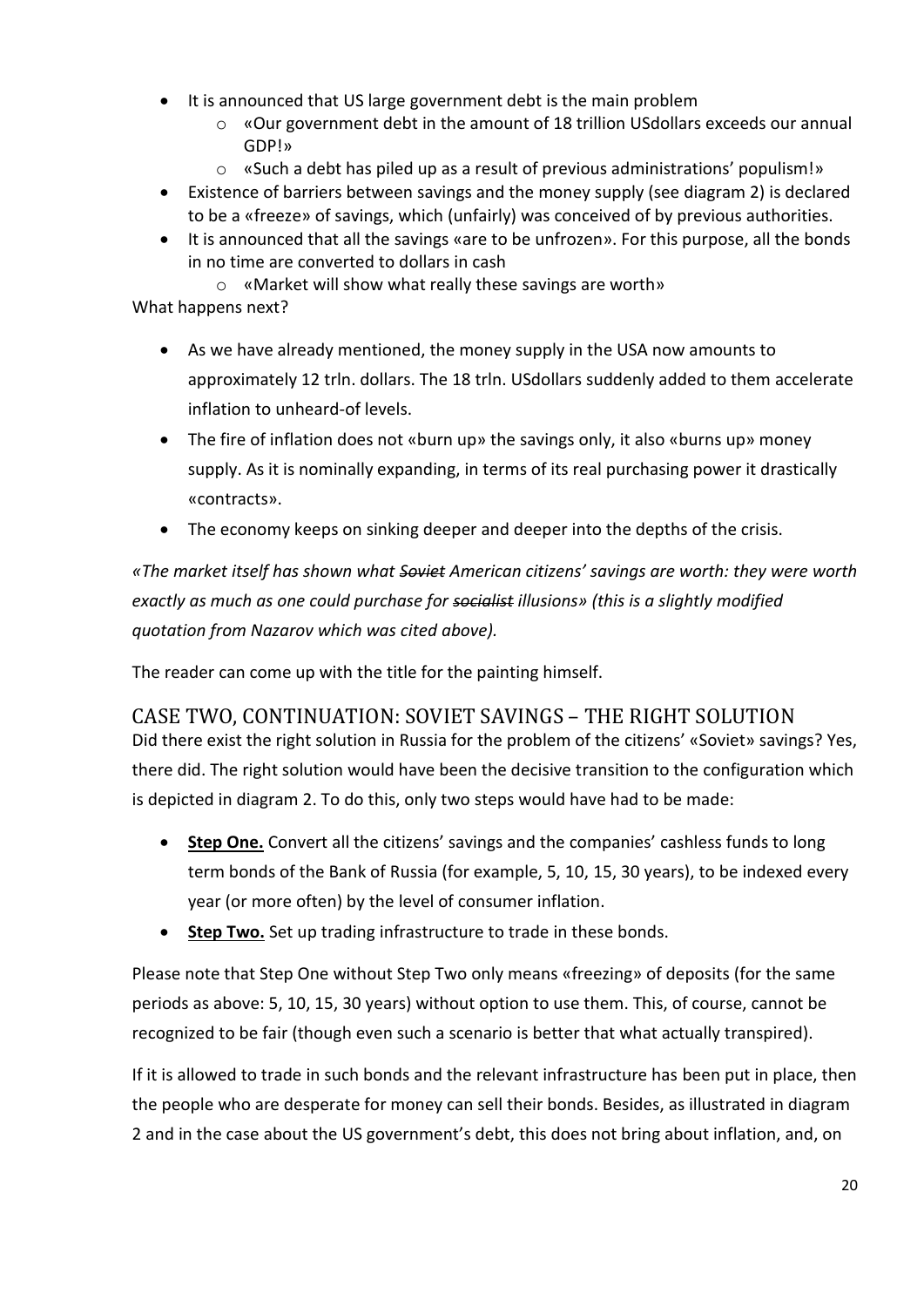- It is announced that US large government debt is the main problem
  - «Our government debt in the amount of 18 trillion USdollars exceeds our annual GDP!»
  - «Such a debt has piled up as a result of previous administrations' populism!»
- Existence of barriers between savings and the money supply (see diagram 2) is declared to be a «freeze» of savings, which (unfairly) was conceived of by previous authorities.
- It is announced that all the savings «are to be unfrozen». For this purpose, all the bonds in no time are converted to dollars in cash
  - «Market will show what really these savings are worth»

What happens next?

- As we have already mentioned, the money supply in the USA now amounts to approximately 12 trln. dollars. The 18 trln. USdollars suddenly added to them accelerate inflation to unheard-of levels.
- The fire of inflation does not «burn up» the savings only, it also «burns up» money supply. As it is nominally expanding, in terms of its real purchasing power it drastically «contracts».
- The economy keeps on sinking deeper and deeper into the depths of the crisis.

*«The market itself has shown what ~~Soviet~~ American citizens' savings are worth: they were worth exactly as much as one could purchase for ~~socialist~~ illusions» (this is a slightly modified quotation from Nazarov which was cited above).*

The reader can come up with the title for the painting himself.

## CASE TWO, CONTINUATION: SOVIET SAVINGS – THE RIGHT SOLUTION

Did there exist the right solution in Russia for the problem of the citizens' «Soviet» savings? Yes, there did. The right solution would have been the decisive transition to the configuration which is depicted in diagram 2. To do this, only two steps would have had to be made:

- **Step One.** Convert all the citizens' savings and the companies' cashless funds to long term bonds of the Bank of Russia (for example, 5, 10, 15, 30 years), to be indexed every year (or more often) by the level of consumer inflation.
- **Step Two.** Set up trading infrastructure to trade in these bonds.

Please note that Step One without Step Two only means «freezing» of deposits (for the same periods as above: 5, 10, 15, 30 years) without option to use them. This, of course, cannot be recognized to be fair (though even such a scenario is better that what actually transpired).

If it is allowed to trade in such bonds and the relevant infrastructure has been put in place, then the people who are desperate for money can sell their bonds. Besides, as illustrated in diagram 2 and in the case about the US government's debt, this does not bring about inflation, and, on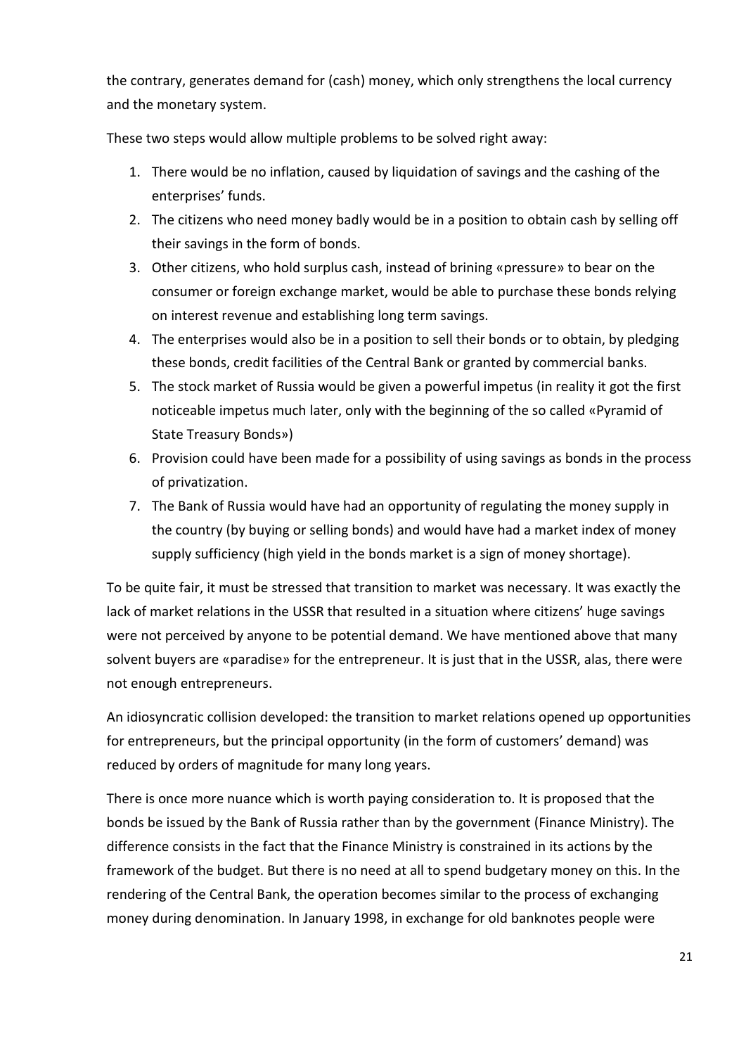the contrary, generates demand for (cash) money, which only strengthens the local currency and the monetary system.

These two steps would allow multiple problems to be solved right away:

1. There would be no inflation, caused by liquidation of savings and the cashing of the enterprises' funds.
2. The citizens who need money badly would be in a position to obtain cash by selling off their savings in the form of bonds.
3. Other citizens, who hold surplus cash, instead of brining «pressure» to bear on the consumer or foreign exchange market, would be able to purchase these bonds relying on interest revenue and establishing long term savings.
4. The enterprises would also be in a position to sell their bonds or to obtain, by pledging these bonds, credit facilities of the Central Bank or granted by commercial banks.
5. The stock market of Russia would be given a powerful impetus (in reality it got the first noticeable impetus much later, only with the beginning of the so called «Pyramid of State Treasury Bonds»)
6. Provision could have been made for a possibility of using savings as bonds in the process of privatization.
7. The Bank of Russia would have had an opportunity of regulating the money supply in the country (by buying or selling bonds) and would have had a market index of money supply sufficiency (high yield in the bonds market is a sign of money shortage).

To be quite fair, it must be stressed that transition to market was necessary. It was exactly the lack of market relations in the USSR that resulted in a situation where citizens' huge savings were not perceived by anyone to be potential demand. We have mentioned above that many solvent buyers are «paradise» for the entrepreneur. It is just that in the USSR, alas, there were not enough entrepreneurs.

An idiosyncratic collision developed: the transition to market relations opened up opportunities for entrepreneurs, but the principal opportunity (in the form of customers' demand) was reduced by orders of magnitude for many long years.

There is once more nuance which is worth paying consideration to. It is proposed that the bonds be issued by the Bank of Russia rather than by the government (Finance Ministry). The difference consists in the fact that the Finance Ministry is constrained in its actions by the framework of the budget. But there is no need at all to spend budgetary money on this. In the rendering of the Central Bank, the operation becomes similar to the process of exchanging money during denomination. In January 1998, in exchange for old banknotes people were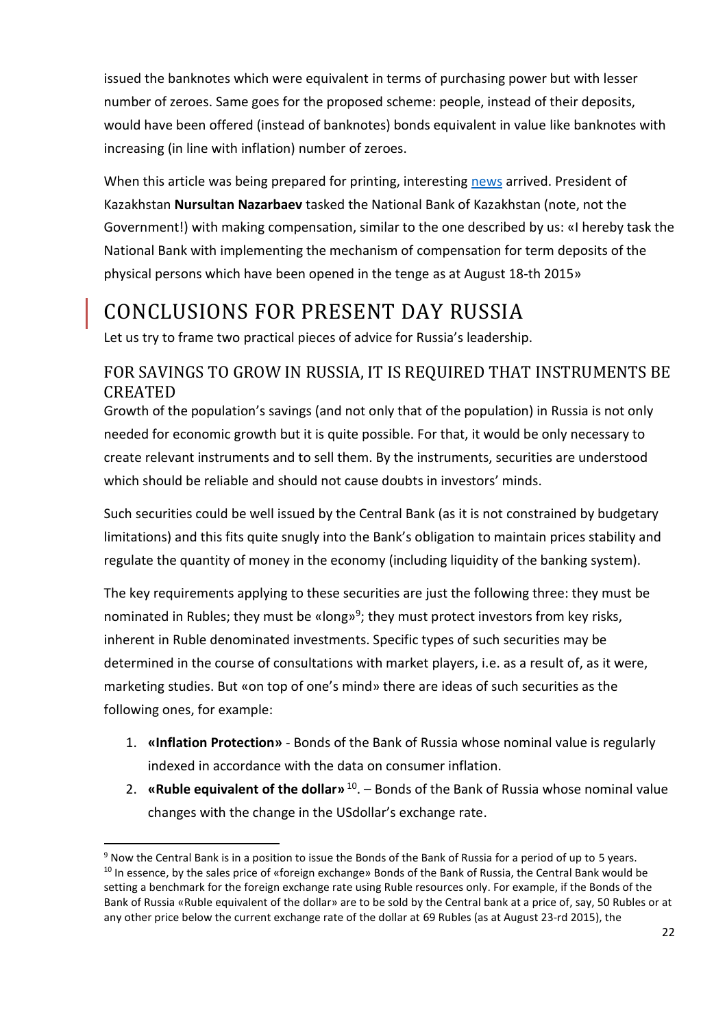issued the banknotes which were equivalent in terms of purchasing power but with lesser number of zeroes. Same goes for the proposed scheme: people, instead of their deposits, would have been offered (instead of banknotes) bonds equivalent in value like banknotes with increasing (in line with inflation) number of zeroes.

When this article was being prepared for printing, interesting news arrived. President of Kazakhstan **Nursultan Nazarbaev** tasked the National Bank of Kazakhstan (note, not the Government!) with making compensation, similar to the one described by us: «I hereby task the National Bank with implementing the mechanism of compensation for term deposits of the physical persons which have been opened in the tenge as at August 18-th 2015»

# CONCLUSIONS FOR PRESENT DAY RUSSIA

Let us try to frame two practical pieces of advice for Russia's leadership.

## FOR SAVINGS TO GROW IN RUSSIA, IT IS REQUIRED THAT INSTRUMENTS BE CREATED

Growth of the population's savings (and not only that of the population) in Russia is not only needed for economic growth but it is quite possible. For that, it would be only necessary to create relevant instruments and to sell them. By the instruments, securities are understood which should be reliable and should not cause doubts in investors' minds.

Such securities could be well issued by the Central Bank (as it is not constrained by budgetary limitations) and this fits quite snugly into the Bank's obligation to maintain prices stability and regulate the quantity of money in the economy (including liquidity of the banking system).

The key requirements applying to these securities are just the following three: they must be nominated in Rubles; they must be «long»[9]; they must protect investors from key risks, inherent in Ruble denominated investments. Specific types of such securities may be determined in the course of consultations with market players, i.e. as a result of, as it were, marketing studies. But «on top of one's mind» there are ideas of such securities as the following ones, for example:

1. **«Inflation Protection»** - Bonds of the Bank of Russia whose nominal value is regularly indexed in accordance with the data on consumer inflation.
2. **«Ruble equivalent of the dollar»** [10]. – Bonds of the Bank of Russia whose nominal value changes with the change in the USdollar's exchange rate.

---

[9] Now the Central Bank is in a position to issue the Bonds of the Bank of Russia for a period of up to 5 years.

[10] In essence, by the sales price of «foreign exchange» Bonds of the Bank of Russia, the Central Bank would be setting a benchmark for the foreign exchange rate using Ruble resources only. For example, if the Bonds of the Bank of Russia «Ruble equivalent of the dollar» are to be sold by the Central bank at a price of, say, 50 Rubles or at any other price below the current exchange rate of the dollar at 69 Rubles (as at August 23-rd 2015), the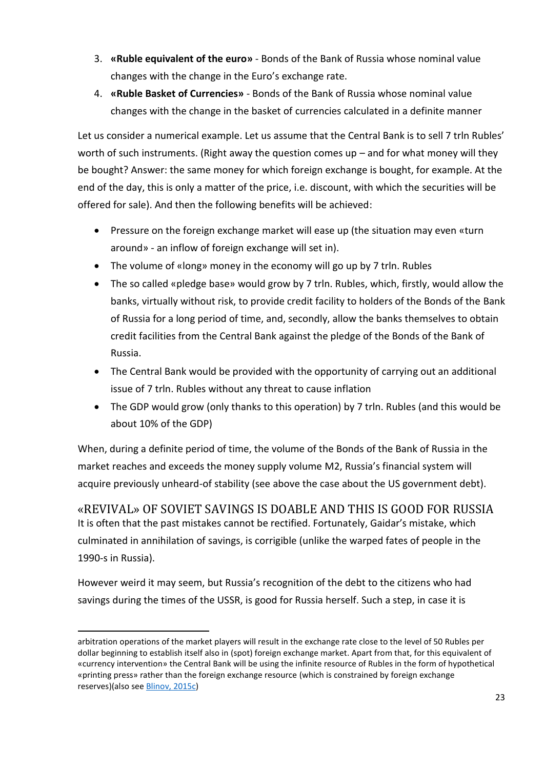3. **«Ruble equivalent of the euro»** - Bonds of the Bank of Russia whose nominal value changes with the change in the Euro's exchange rate.
4. **«Ruble Basket of Currencies»** - Bonds of the Bank of Russia whose nominal value changes with the change in the basket of currencies calculated in a definite manner

Let us consider a numerical example. Let us assume that the Central Bank is to sell 7 trln Rubles' worth of such instruments. (Right away the question comes up – and for what money will they be bought? Answer: the same money for which foreign exchange is bought, for example. At the end of the day, this is only a matter of the price, i.e. discount, with which the securities will be offered for sale). And then the following benefits will be achieved:

- Pressure on the foreign exchange market will ease up (the situation may even «turn around» - an inflow of foreign exchange will set in).
- The volume of «long» money in the economy will go up by 7 trln. Rubles
- The so called «pledge base» would grow by 7 trln. Rubles, which, firstly, would allow the banks, virtually without risk, to provide credit facility to holders of the Bonds of the Bank of Russia for a long period of time, and, secondly, allow the banks themselves to obtain credit facilities from the Central Bank against the pledge of the Bonds of the Bank of Russia.
- The Central Bank would be provided with the opportunity of carrying out an additional issue of 7 trln. Rubles without any threat to cause inflation
- The GDP would grow (only thanks to this operation) by 7 trln. Rubles (and this would be about 10% of the GDP)

When, during a definite period of time, the volume of the Bonds of the Bank of Russia in the market reaches and exceeds the money supply volume M2, Russia's financial system will acquire previously unheard-of stability (see above the case about the US government debt).

## «REVIVAL» OF SOVIET SAVINGS IS DOABLE AND THIS IS GOOD FOR RUSSIA

It is often that the past mistakes cannot be rectified. Fortunately, Gaidar's mistake, which culminated in annihilation of savings, is corrigible (unlike the warped fates of people in the 1990-s in Russia).

However weird it may seem, but Russia's recognition of the debt to the citizens who had savings during the times of the USSR, is good for Russia herself. Such a step, in case it is

---

arbitration operations of the market players will result in the exchange rate close to the level of 50 Rubles per dollar beginning to establish itself also in (spot) foreign exchange market. Apart from that, for this equivalent of «currency intervention» the Central Bank will be using the infinite resource of Rubles in the form of hypothetical «printing press» rather than the foreign exchange resource (which is constrained by foreign exchange reserves)(also see Blinov, 2015c)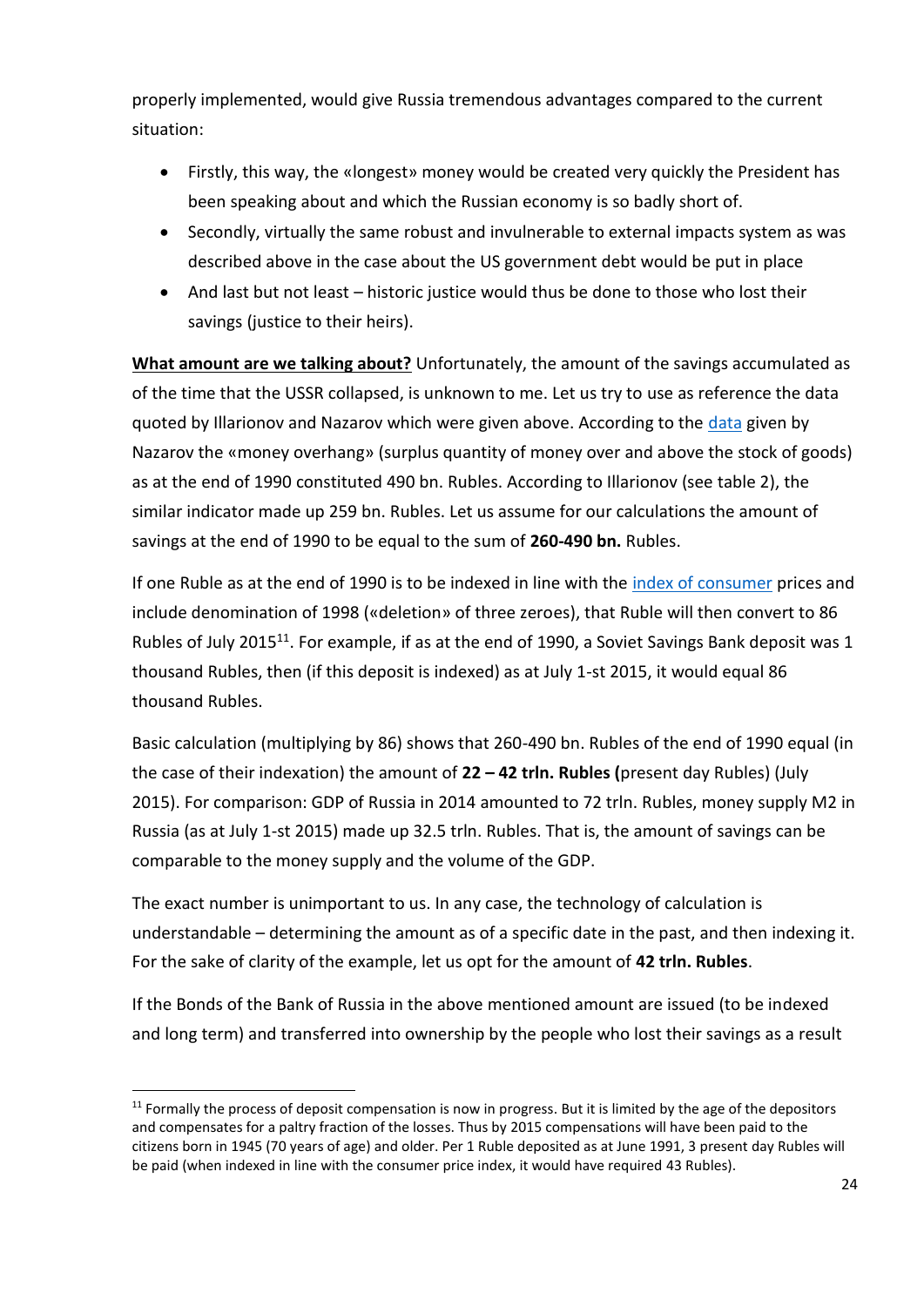properly implemented, would give Russia tremendous advantages compared to the current situation:

- Firstly, this way, the «longest» money would be created very quickly the President has been speaking about and which the Russian economy is so badly short of.
- Secondly, virtually the same robust and invulnerable to external impacts system as was described above in the case about the US government debt would be put in place
- And last but not least – historic justice would thus be done to those who lost their savings (justice to their heirs).

**What amount are we talking about?** Unfortunately, the amount of the savings accumulated as of the time that the USSR collapsed, is unknown to me. Let us try to use as reference the data quoted by Illarionov and Nazarov which were given above. According to the data given by Nazarov the «money overhang» (surplus quantity of money over and above the stock of goods) as at the end of 1990 constituted 490 bn. Rubles. According to Illarionov (see table 2), the similar indicator made up 259 bn. Rubles. Let us assume for our calculations the amount of savings at the end of 1990 to be equal to the sum of **260-490 bn.** Rubles.

If one Ruble as at the end of 1990 is to be indexed in line with the index of consumer prices and include denomination of 1998 («deletion» of three zeroes), that Ruble will then convert to 86 Rubles of July 2015[11]. For example, if as at the end of 1990, a Soviet Savings Bank deposit was 1 thousand Rubles, then (if this deposit is indexed) as at July 1-st 2015, it would equal 86 thousand Rubles.

Basic calculation (multiplying by 86) shows that 260-490 bn. Rubles of the end of 1990 equal (in the case of their indexation) the amount of **22 – 42 trln. Rubles (**present day Rubles) (July 2015). For comparison: GDP of Russia in 2014 amounted to 72 trln. Rubles, money supply M2 in Russia (as at July 1-st 2015) made up 32.5 trln. Rubles. That is, the amount of savings can be comparable to the money supply and the volume of the GDP.

The exact number is unimportant to us. In any case, the technology of calculation is understandable – determining the amount as of a specific date in the past, and then indexing it. For the sake of clarity of the example, let us opt for the amount of **42 trln. Rubles**.

If the Bonds of the Bank of Russia in the above mentioned amount are issued (to be indexed and long term) and transferred into ownership by the people who lost their savings as a result

[11] Formally the process of deposit compensation is now in progress. But it is limited by the age of the depositors and compensates for a paltry fraction of the losses. Thus by 2015 compensations will have been paid to the citizens born in 1945 (70 years of age) and older. Per 1 Ruble deposited as at June 1991, 3 present day Rubles will be paid (when indexed in line with the consumer price index, it would have required 43 Rubles).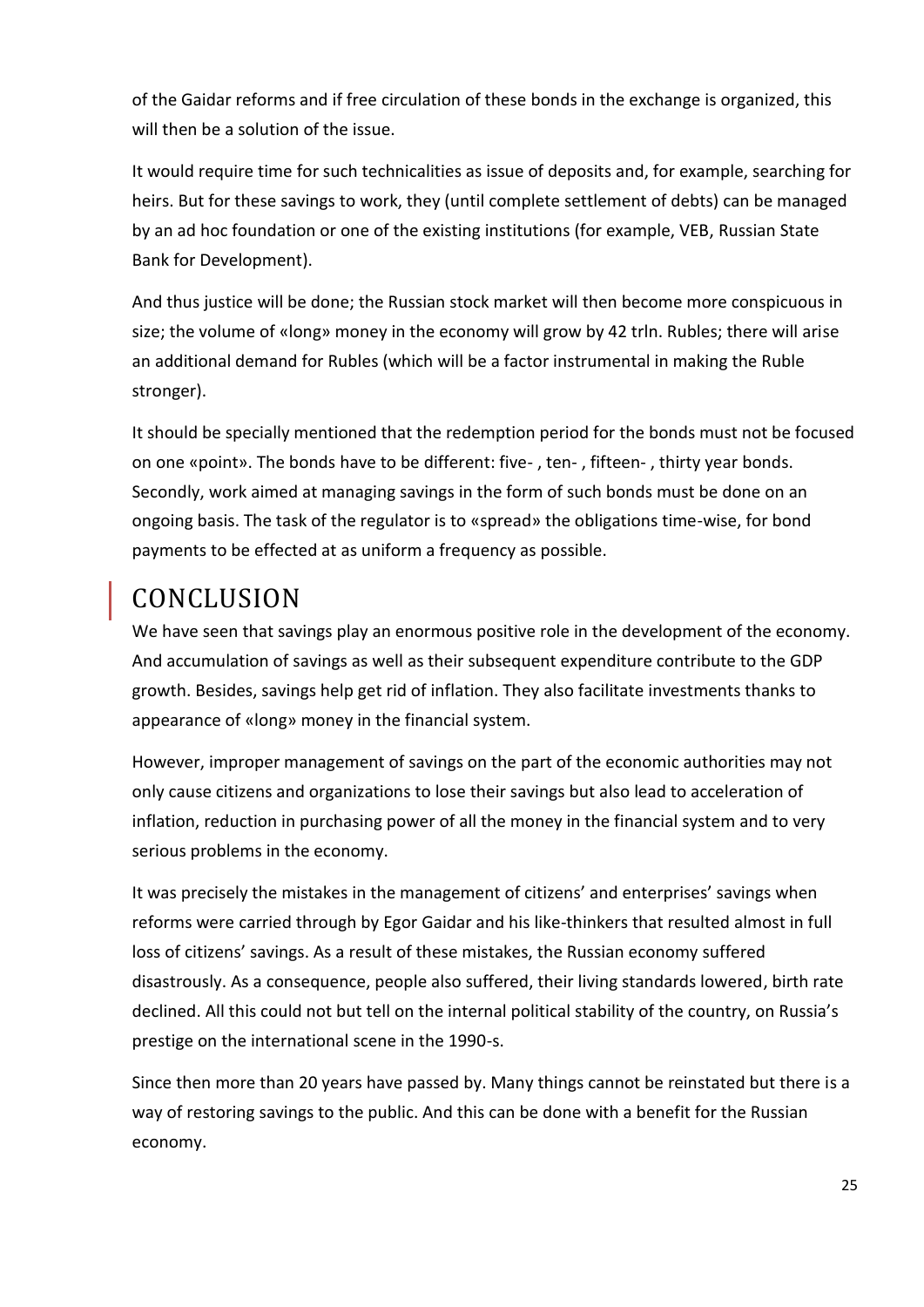of the Gaidar reforms and if free circulation of these bonds in the exchange is organized, this will then be a solution of the issue.

It would require time for such technicalities as issue of deposits and, for example, searching for heirs. But for these savings to work, they (until complete settlement of debts) can be managed by an ad hoc foundation or one of the existing institutions (for example, VEB, Russian State Bank for Development).

And thus justice will be done; the Russian stock market will then become more conspicuous in size; the volume of «long» money in the economy will grow by 42 trln. Rubles; there will arise an additional demand for Rubles (which will be a factor instrumental in making the Ruble stronger).

It should be specially mentioned that the redemption period for the bonds must not be focused on one «point». The bonds have to be different: five- , ten- , fifteen- , thirty year bonds. Secondly, work aimed at managing savings in the form of such bonds must be done on an ongoing basis. The task of the regulator is to «spread» the obligations time-wise, for bond payments to be effected at as uniform a frequency as possible.

# CONCLUSION

We have seen that savings play an enormous positive role in the development of the economy. And accumulation of savings as well as their subsequent expenditure contribute to the GDP growth. Besides, savings help get rid of inflation. They also facilitate investments thanks to appearance of «long» money in the financial system.

However, improper management of savings on the part of the economic authorities may not only cause citizens and organizations to lose their savings but also lead to acceleration of inflation, reduction in purchasing power of all the money in the financial system and to very serious problems in the economy.

It was precisely the mistakes in the management of citizens' and enterprises' savings when reforms were carried through by Egor Gaidar and his like-thinkers that resulted almost in full loss of citizens' savings. As a result of these mistakes, the Russian economy suffered disastrously. As a consequence, people also suffered, their living standards lowered, birth rate declined. All this could not but tell on the internal political stability of the country, on Russia's prestige on the international scene in the 1990-s.

Since then more than 20 years have passed by. Many things cannot be reinstated but there is a way of restoring savings to the public. And this can be done with a benefit for the Russian economy.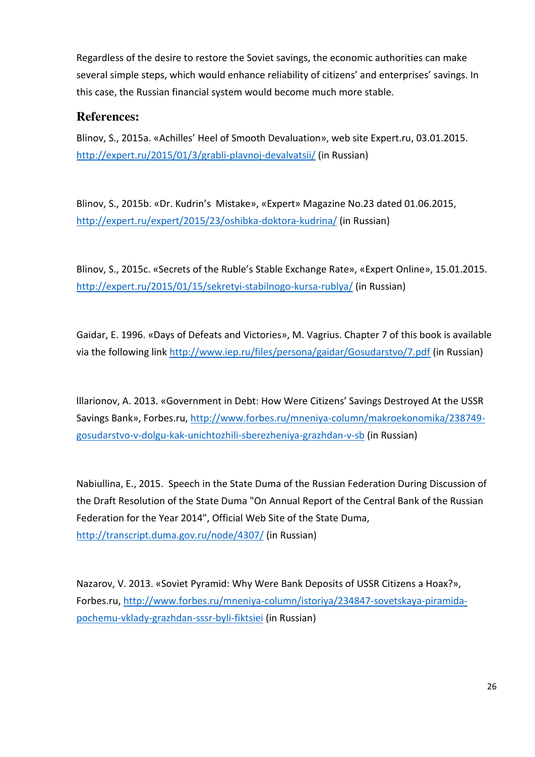Regardless of the desire to restore the Soviet savings, the economic authorities can make several simple steps, which would enhance reliability of citizens' and enterprises' savings. In this case, the Russian financial system would become much more stable.

## References:

Blinov, S., 2015a. «Achilles' Heel of Smooth Devaluation», web site Expert.ru, 03.01.2015. http://expert.ru/2015/01/3/grabli-plavnoj-devalvatsii/ (in Russian)

Blinov, S., 2015b. «Dr. Kudrin's Mistake», «Expert» Magazine No.23 dated 01.06.2015, http://expert.ru/expert/2015/23/oshibka-doktora-kudrina/ (in Russian)

Blinov, S., 2015c. «Secrets of the Ruble's Stable Exchange Rate», «Expert Online», 15.01.2015. http://expert.ru/2015/01/15/sekretyi-stabilnogo-kursa-rublya/ (in Russian)

Gaidar, E. 1996. «Days of Defeats and Victories», M. Vagrius. Chapter 7 of this book is available via the following link http://www.iep.ru/files/persona/gaidar/Gosudarstvo/7.pdf (in Russian)

Illarionov, A. 2013. «Government in Debt: How Were Citizens' Savings Destroyed At the USSR Savings Bank», Forbes.ru, http://www.forbes.ru/mneniya-column/makroekonomika/238749-gosudarstvo-v-dolgu-kak-unichtozhili-sberezheniya-grazhdan-v-sb (in Russian)

Nabiullina, E., 2015. Speech in the State Duma of the Russian Federation During Discussion of the Draft Resolution of the State Duma "On Annual Report of the Central Bank of the Russian Federation for the Year 2014", Official Web Site of the State Duma, http://transcript.duma.gov.ru/node/4307/ (in Russian)

Nazarov, V. 2013. «Soviet Pyramid: Why Were Bank Deposits of USSR Citizens a Hoax?», Forbes.ru, http://www.forbes.ru/mneniya-column/istoriya/234847-sovetskaya-piramida-pochemu-vklady-grazhdan-sssr-byli-fiktsiei (in Russian)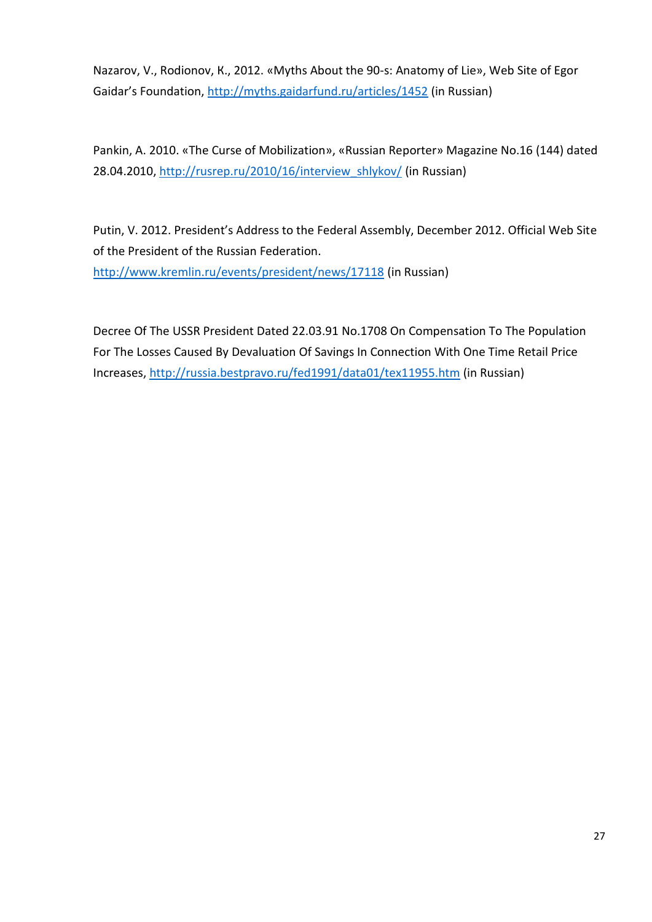Nazarov, V., Rodionov, K., 2012. «Myths About the 90-s: Anatomy of Lie», Web Site of Egor Gaidar's Foundation, http://myths.gaidarfund.ru/articles/1452 (in Russian)

Pankin, A. 2010. «The Curse of Mobilization», «Russian Reporter» Magazine No.16 (144) dated 28.04.2010, http://rusrep.ru/2010/16/interview_shlykov/ (in Russian)

Putin, V. 2012. President's Address to the Federal Assembly, December 2012. Official Web Site of the President of the Russian Federation. http://www.kremlin.ru/events/president/news/17118 (in Russian)

Decree Of The USSR President Dated 22.03.91 No.1708 On Compensation To The Population For The Losses Caused By Devaluation Of Savings In Connection With One Time Retail Price Increases, http://russia.bestpravo.ru/fed1991/data01/tex11955.htm (in Russian)